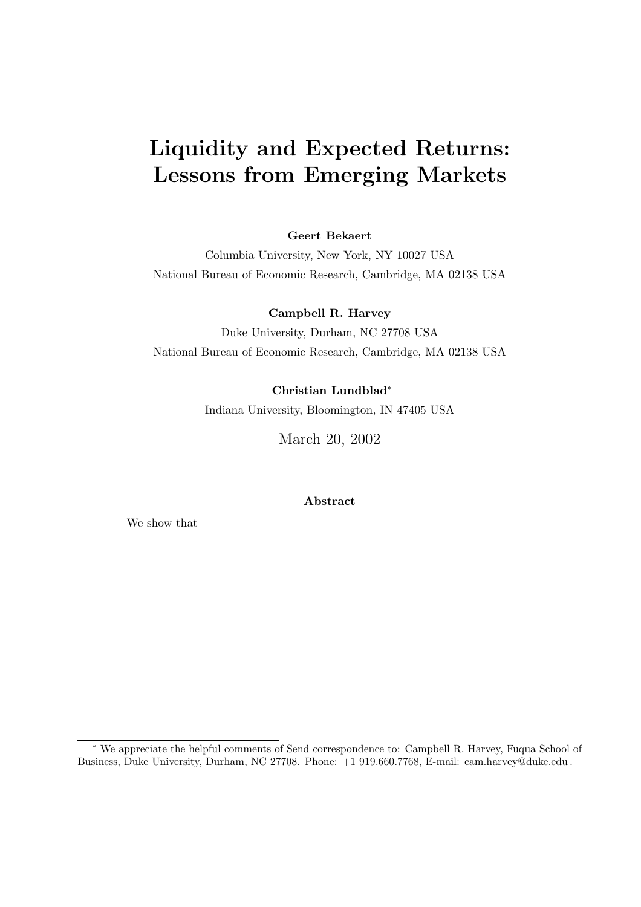# Liquidity and Expected Returns: Lessons from Emerging Markets

**Geert Bekaert**

Columbia University, New York, NY 10027 USA

National Bureau of Economic Research, Cambridge, MA 02138 USA

**Campbell R. Harvey**

Duke University, Durham, NC 27708 USA

National Bureau of Economic Research, Cambridge, MA 02138 USA

**Christian Lundblad***

Indiana University, Bloomington, IN 47405 USA

March 20, 2002

**Abstract**

We show that

---

* We appreciate the helpful comments of Send correspondence to: Campbell R. Harvey, Fuqua School of Business, Duke University, Durham, NC 27708. Phone: +1 919.660.7768, E-mail: cam.harvey@duke.edu .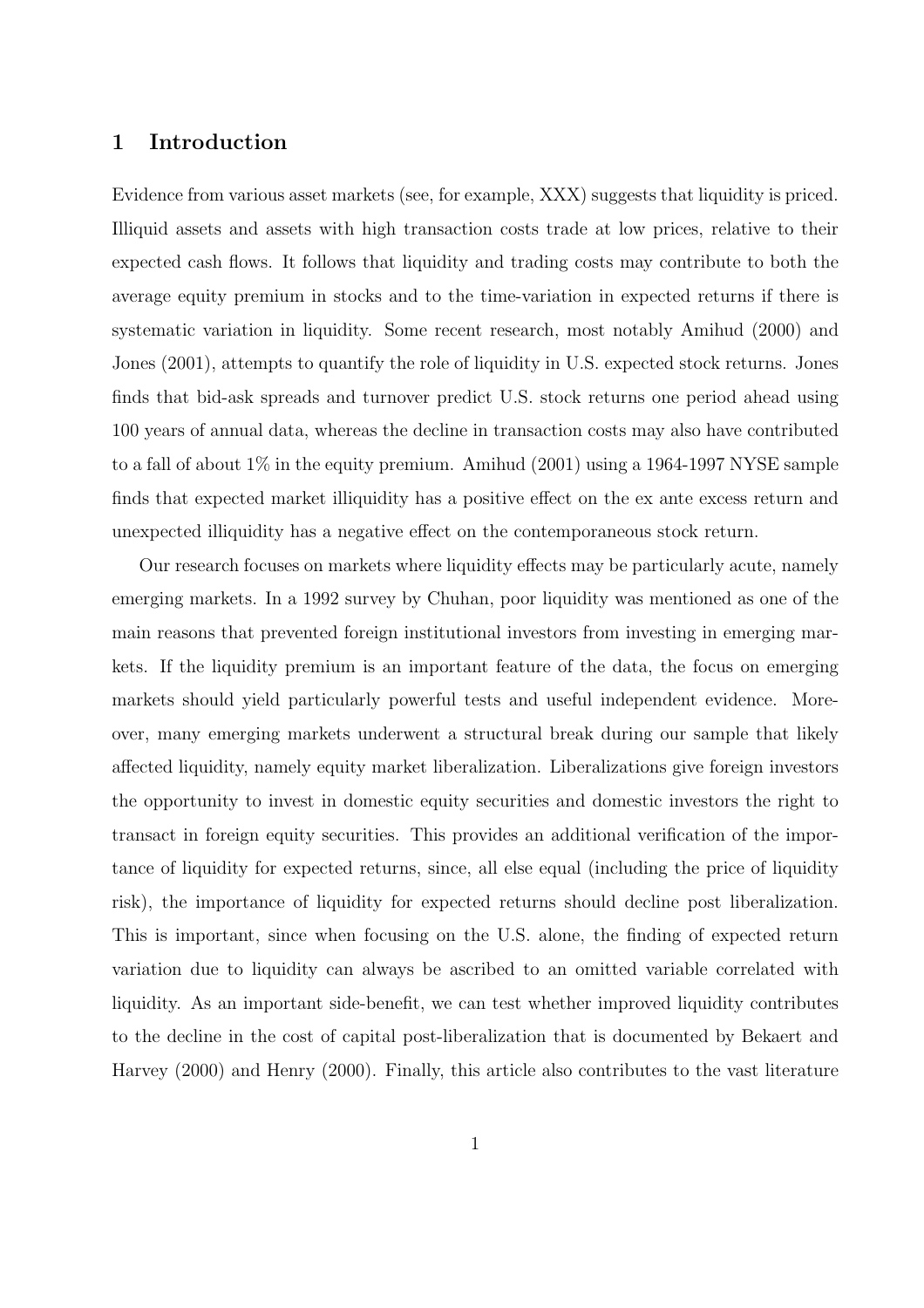# 1 Introduction

Evidence from various asset markets (see, for example, XXX) suggests that liquidity is priced. Illiquid assets and assets with high transaction costs trade at low prices, relative to their expected cash flows. It follows that liquidity and trading costs may contribute to both the average equity premium in stocks and to the time-variation in expected returns if there is systematic variation in liquidity. Some recent research, most notably Amihud (2000) and Jones (2001), attempts to quantify the role of liquidity in U.S. expected stock returns. Jones finds that bid-ask spreads and turnover predict U.S. stock returns one period ahead using 100 years of annual data, whereas the decline in transaction costs may also have contributed to a fall of about 1% in the equity premium. Amihud (2001) using a 1964-1997 NYSE sample finds that expected market illiquidity has a positive effect on the ex ante excess return and unexpected illiquidity has a negative effect on the contemporaneous stock return.

Our research focuses on markets where liquidity effects may be particularly acute, namely emerging markets. In a 1992 survey by Chuhan, poor liquidity was mentioned as one of the main reasons that prevented foreign institutional investors from investing in emerging markets. If the liquidity premium is an important feature of the data, the focus on emerging markets should yield particularly powerful tests and useful independent evidence. Moreover, many emerging markets underwent a structural break during our sample that likely affected liquidity, namely equity market liberalization. Liberalizations give foreign investors the opportunity to invest in domestic equity securities and domestic investors the right to transact in foreign equity securities. This provides an additional verification of the importance of liquidity for expected returns, since, all else equal (including the price of liquidity risk), the importance of liquidity for expected returns should decline post liberalization. This is important, since when focusing on the U.S. alone, the finding of expected return variation due to liquidity can always be ascribed to an omitted variable correlated with liquidity. As an important side-benefit, we can test whether improved liquidity contributes to the decline in the cost of capital post-liberalization that is documented by Bekaert and Harvey (2000) and Henry (2000). Finally, this article also contributes to the vast literature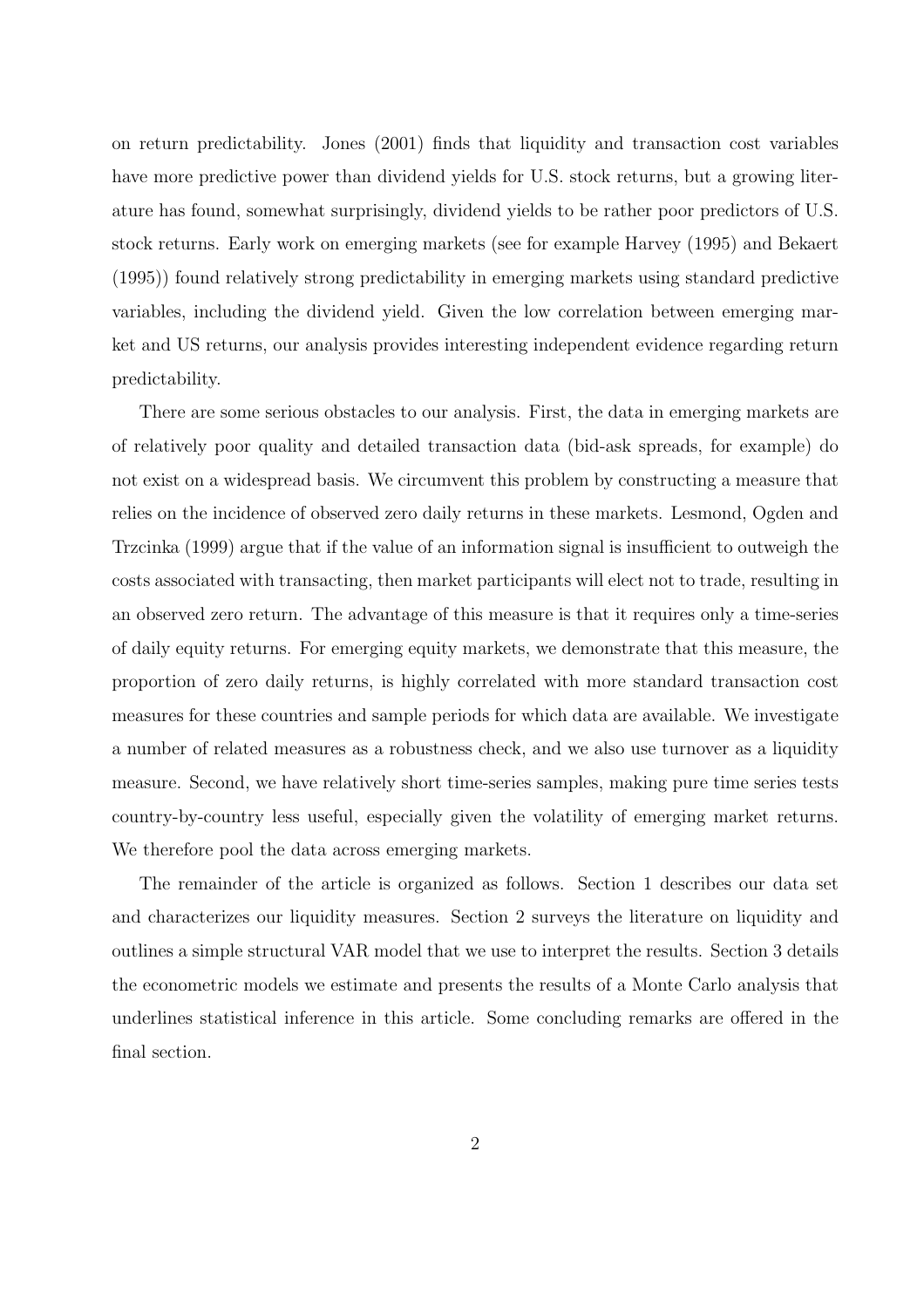on return predictability. Jones (2001) finds that liquidity and transaction cost variables have more predictive power than dividend yields for U.S. stock returns, but a growing literature has found, somewhat surprisingly, dividend yields to be rather poor predictors of U.S. stock returns. Early work on emerging markets (see for example Harvey (1995) and Bekaert (1995)) found relatively strong predictability in emerging markets using standard predictive variables, including the dividend yield. Given the low correlation between emerging market and US returns, our analysis provides interesting independent evidence regarding return predictability.

There are some serious obstacles to our analysis. First, the data in emerging markets are of relatively poor quality and detailed transaction data (bid-ask spreads, for example) do not exist on a widespread basis. We circumvent this problem by constructing a measure that relies on the incidence of observed zero daily returns in these markets. Lesmond, Ogden and Trzcinka (1999) argue that if the value of an information signal is insufficient to outweigh the costs associated with transacting, then market participants will elect not to trade, resulting in an observed zero return. The advantage of this measure is that it requires only a time-series of daily equity returns. For emerging equity markets, we demonstrate that this measure, the proportion of zero daily returns, is highly correlated with more standard transaction cost measures for these countries and sample periods for which data are available. We investigate a number of related measures as a robustness check, and we also use turnover as a liquidity measure. Second, we have relatively short time-series samples, making pure time series tests country-by-country less useful, especially given the volatility of emerging market returns. We therefore pool the data across emerging markets.

The remainder of the article is organized as follows. Section 1 describes our data set and characterizes our liquidity measures. Section 2 surveys the literature on liquidity and outlines a simple structural VAR model that we use to interpret the results. Section 3 details the econometric models we estimate and presents the results of a Monte Carlo analysis that underlines statistical inference in this article. Some concluding remarks are offered in the final section.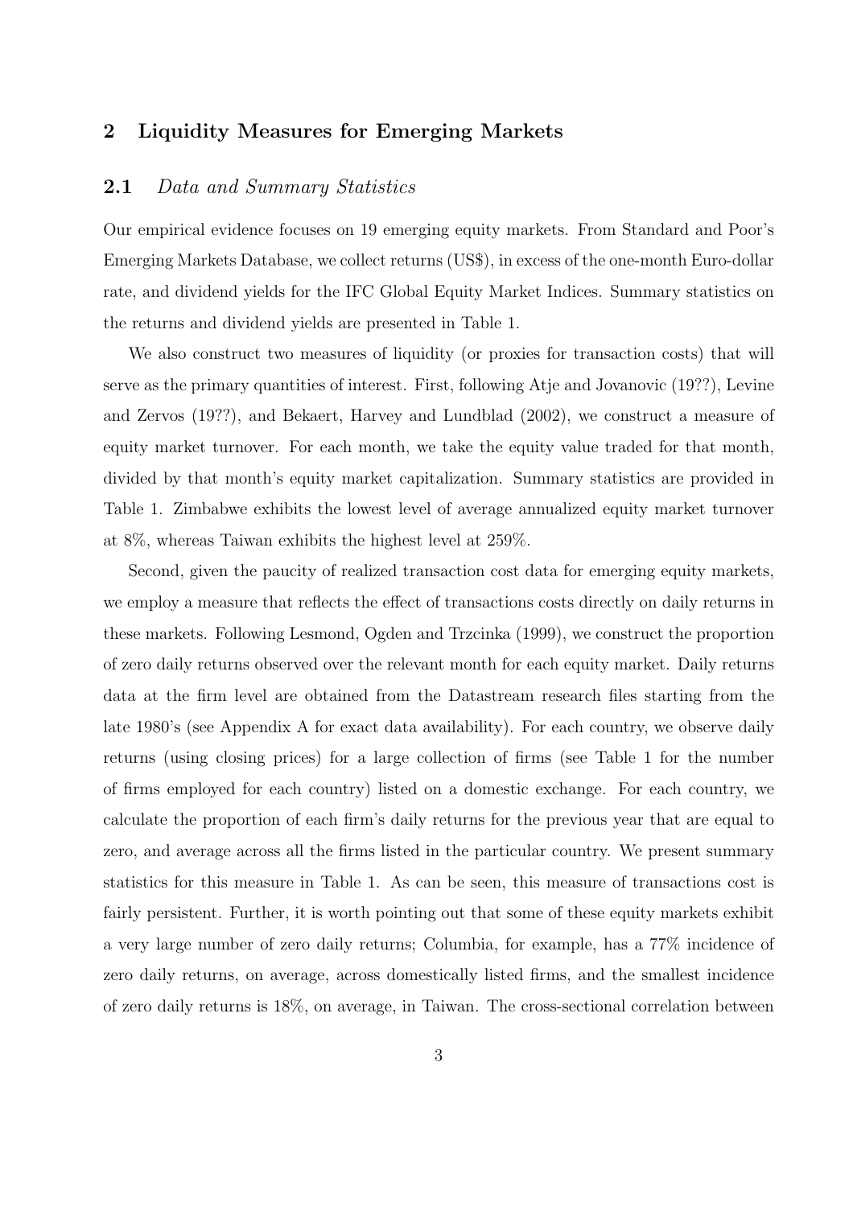## 2 Liquidity Measures for Emerging Markets

### 2.1 *Data and Summary Statistics*

Our empirical evidence focuses on 19 emerging equity markets. From Standard and Poor's Emerging Markets Database, we collect returns (US$), in excess of the one-month Euro-dollar rate, and dividend yields for the IFC Global Equity Market Indices. Summary statistics on the returns and dividend yields are presented in Table 1.

We also construct two measures of liquidity (or proxies for transaction costs) that will serve as the primary quantities of interest. First, following Atje and Jovanovic (19??), Levine and Zervos (19??), and Bekaert, Harvey and Lundblad (2002), we construct a measure of equity market turnover. For each month, we take the equity value traded for that month, divided by that month's equity market capitalization. Summary statistics are provided in Table 1. Zimbabwe exhibits the lowest level of average annualized equity market turnover at 8%, whereas Taiwan exhibits the highest level at 259%.

Second, given the paucity of realized transaction cost data for emerging equity markets, we employ a measure that reflects the effect of transactions costs directly on daily returns in these markets. Following Lesmond, Ogden and Trzcinka (1999), we construct the proportion of zero daily returns observed over the relevant month for each equity market. Daily returns data at the firm level are obtained from the Datastream research files starting from the late 1980's (see Appendix A for exact data availability). For each country, we observe daily returns (using closing prices) for a large collection of firms (see Table 1 for the number of firms employed for each country) listed on a domestic exchange. For each country, we calculate the proportion of each firm's daily returns for the previous year that are equal to zero, and average across all the firms listed in the particular country. We present summary statistics for this measure in Table 1. As can be seen, this measure of transactions cost is fairly persistent. Further, it is worth pointing out that some of these equity markets exhibit a very large number of zero daily returns; Columbia, for example, has a 77% incidence of zero daily returns, on average, across domestically listed firms, and the smallest incidence of zero daily returns is 18%, on average, in Taiwan. The cross-sectional correlation between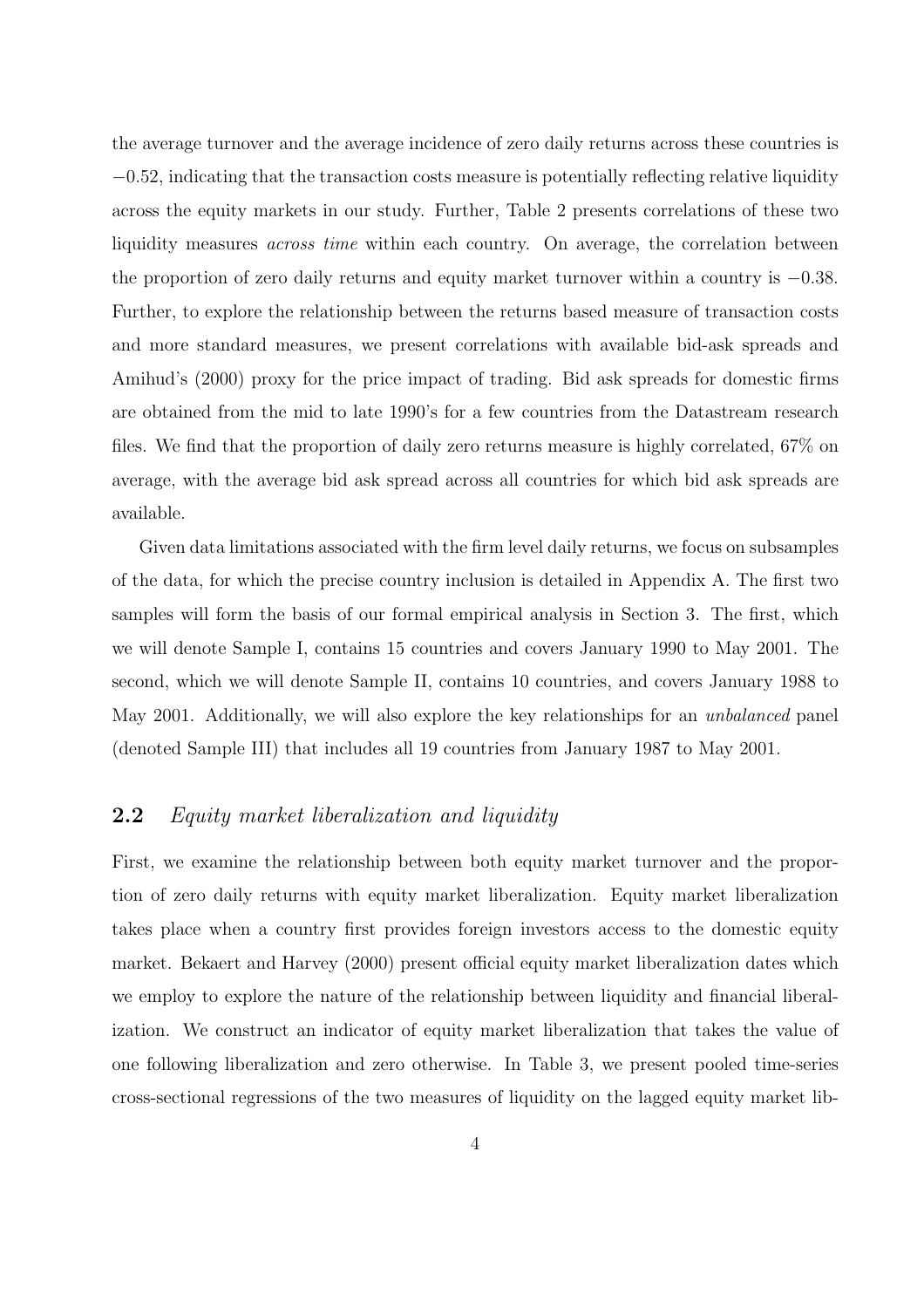the average turnover and the average incidence of zero daily returns across these countries is $-0.52$, indicating that the transaction costs measure is potentially reflecting relative liquidity across the equity markets in our study. Further, Table 2 presents correlations of these two liquidity measures *across time* within each country. On average, the correlation between the proportion of zero daily returns and equity market turnover within a country is $-0.38$. Further, to explore the relationship between the returns based measure of transaction costs and more standard measures, we present correlations with available bid-ask spreads and Amihud's (2000) proxy for the price impact of trading. Bid ask spreads for domestic firms are obtained from the mid to late 1990's for a few countries from the Datastream research files. We find that the proportion of daily zero returns measure is highly correlated, 67% on average, with the average bid ask spread across all countries for which bid ask spreads are available.

Given data limitations associated with the firm level daily returns, we focus on subsamples of the data, for which the precise country inclusion is detailed in Appendix A. The first two samples will form the basis of our formal empirical analysis in Section 3. The first, which we will denote Sample I, contains 15 countries and covers January 1990 to May 2001. The second, which we will denote Sample II, contains 10 countries, and covers January 1988 to May 2001. Additionally, we will also explore the key relationships for an *unbalanced* panel (denoted Sample III) that includes all 19 countries from January 1987 to May 2001.

## 2.2 *Equity market liberalization and liquidity*

First, we examine the relationship between both equity market turnover and the proportion of zero daily returns with equity market liberalization. Equity market liberalization takes place when a country first provides foreign investors access to the domestic equity market. Bekaert and Harvey (2000) present official equity market liberalization dates which we employ to explore the nature of the relationship between liquidity and financial liberalization. We construct an indicator of equity market liberalization that takes the value of one following liberalization and zero otherwise. In Table 3, we present pooled time-series cross-sectional regressions of the two measures of liquidity on the lagged equity market lib-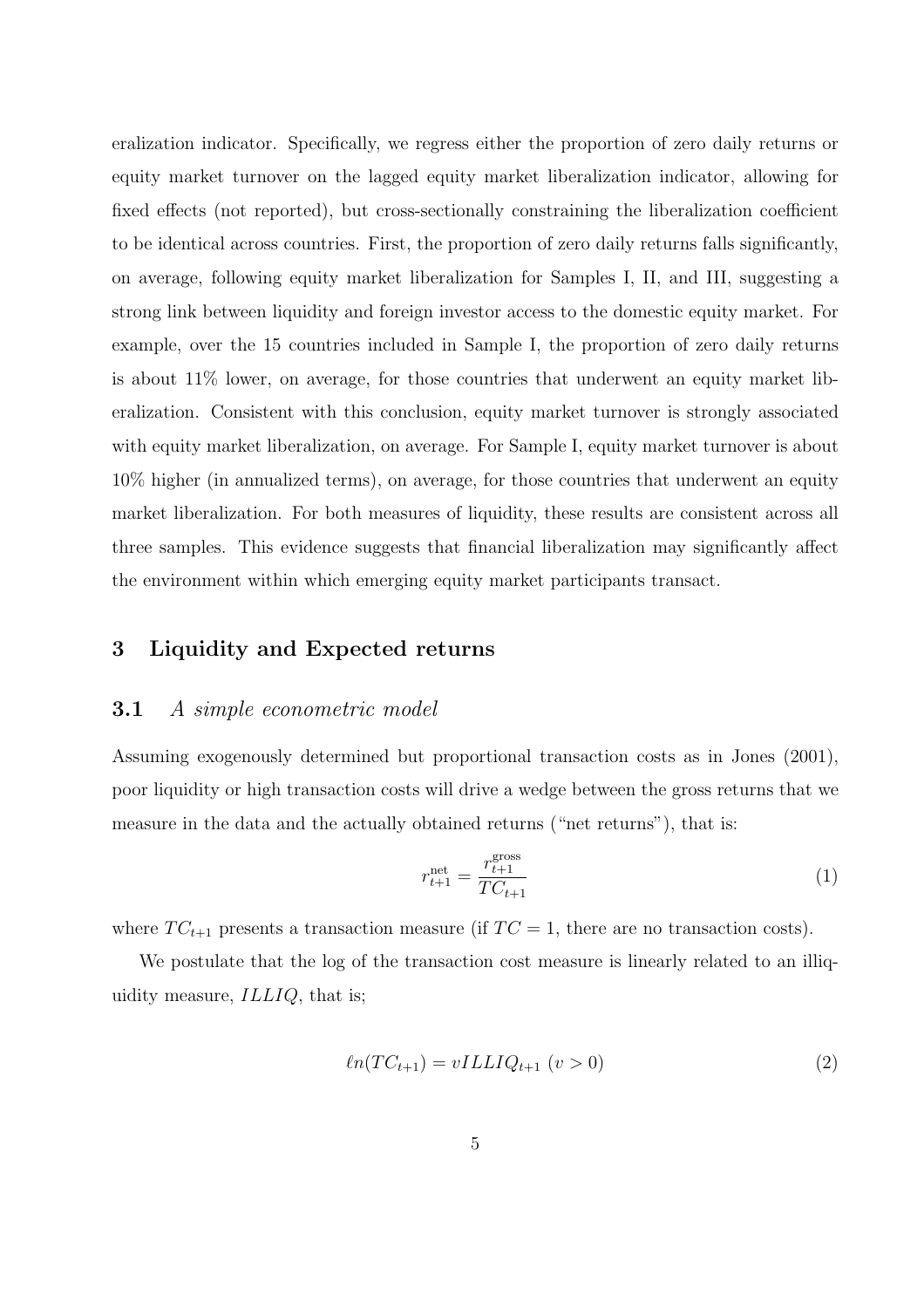eralization indicator. Specifically, we regress either the proportion of zero daily returns or equity market turnover on the lagged equity market liberalization indicator, allowing for fixed effects (not reported), but cross-sectionally constraining the liberalization coefficient to be identical across countries. First, the proportion of zero daily returns falls significantly, on average, following equity market liberalization for Samples I, II, and III, suggesting a strong link between liquidity and foreign investor access to the domestic equity market. For example, over the 15 countries included in Sample I, the proportion of zero daily returns is about 11% lower, on average, for those countries that underwent an equity market liberalization. Consistent with this conclusion, equity market turnover is strongly associated with equity market liberalization, on average. For Sample I, equity market turnover is about 10% higher (in annualized terms), on average, for those countries that underwent an equity market liberalization. For both measures of liquidity, these results are consistent across all three samples. This evidence suggests that financial liberalization may significantly affect the environment within which emerging equity market participants transact.

# 3 Liquidity and Expected returns

## 3.1 *A simple econometric model*

Assuming exogenously determined but proportional transaction costs as in Jones (2001), poor liquidity or high transaction costs will drive a wedge between the gross returns that we measure in the data and the actually obtained returns ("net returns"), that is:

$$r_{t+1}^{\text{net}} = \frac{r_{t+1}^{\text{gross}}}{TC_{t+1}} \tag{1}$$

where $TC_{t+1}$ presents a transaction measure (if $TC = 1$, there are no transaction costs).

We postulate that the log of the transaction cost measure is linearly related to an illiquidity measure, $ILLIQ$, that is;

$$\ell n(TC_{t+1}) = vILLIQ_{t+1} \ (v > 0) \tag{2}$$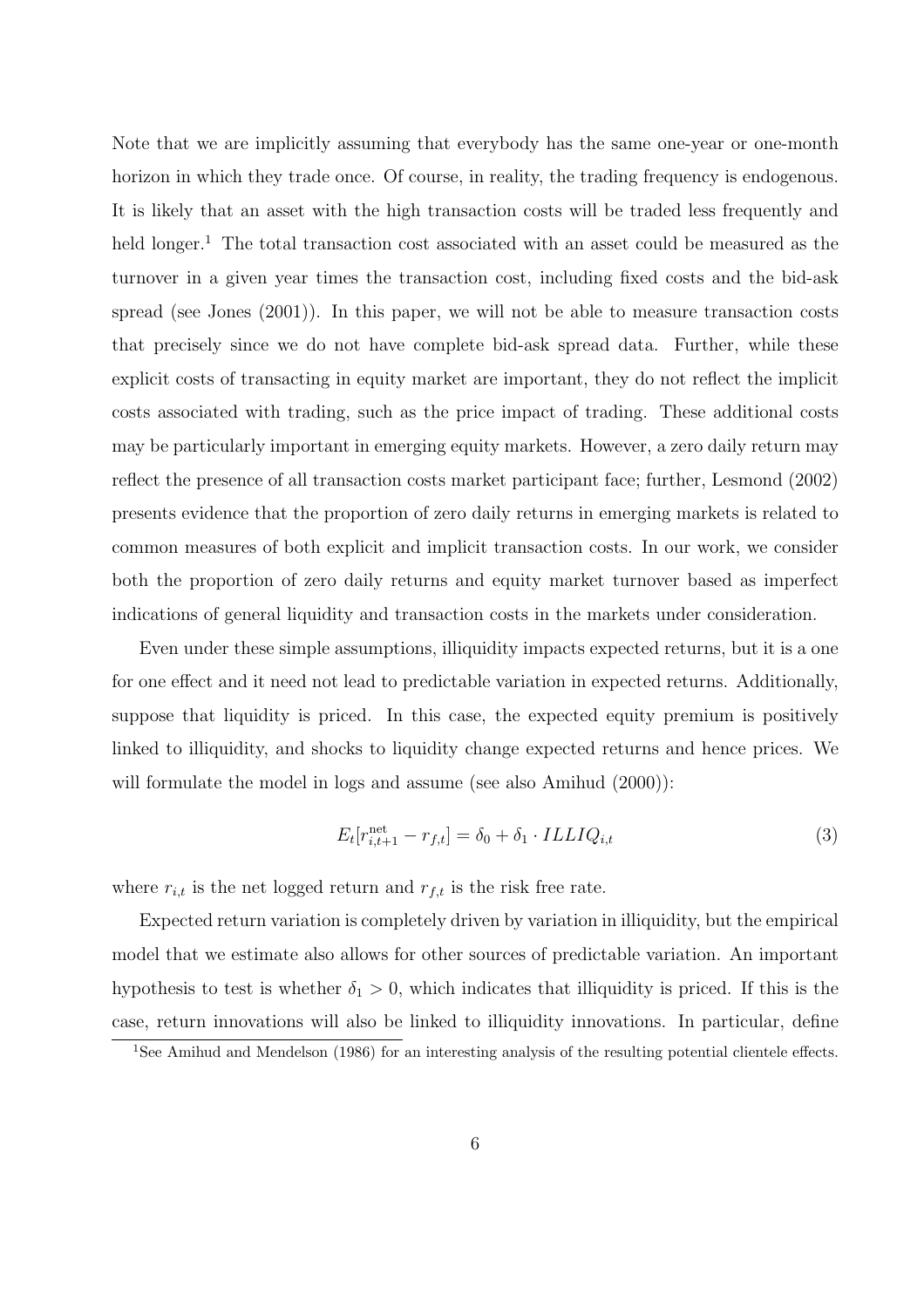Note that we are implicitly assuming that everybody has the same one-year or one-month horizon in which they trade once. Of course, in reality, the trading frequency is endogenous. It is likely that an asset with the high transaction costs will be traded less frequently and held longer.[1] The total transaction cost associated with an asset could be measured as the turnover in a given year times the transaction cost, including fixed costs and the bid-ask spread (see Jones (2001)). In this paper, we will not be able to measure transaction costs that precisely since we do not have complete bid-ask spread data. Further, while these explicit costs of transacting in equity market are important, they do not reflect the implicit costs associated with trading, such as the price impact of trading. These additional costs may be particularly important in emerging equity markets. However, a zero daily return may reflect the presence of all transaction costs market participant face; further, Lesmond (2002) presents evidence that the proportion of zero daily returns in emerging markets is related to common measures of both explicit and implicit transaction costs. In our work, we consider both the proportion of zero daily returns and equity market turnover based as imperfect indications of general liquidity and transaction costs in the markets under consideration.

Even under these simple assumptions, illiquidity impacts expected returns, but it is a one for one effect and it need not lead to predictable variation in expected returns. Additionally, suppose that liquidity is priced. In this case, the expected equity premium is positively linked to illiquidity, and shocks to liquidity change expected returns and hence prices. We will formulate the model in logs and assume (see also Amihud (2000)):

$$E_t[r_{i,t+1}^{\text{net}} - r_{f,t}] = \delta_0 + \delta_1 \cdot ILLIQ_{i,t} \tag{3}$$

where $r_{i,t}$ is the net logged return and $r_{f,t}$ is the risk free rate.

Expected return variation is completely driven by variation in illiquidity, but the empirical model that we estimate also allows for other sources of predictable variation. An important hypothesis to test is whether $\delta_1 > 0$, which indicates that illiquidity is priced. If this is the case, return innovations will also be linked to illiquidity innovations. In particular, define

[1] See Amihud and Mendelson (1986) for an interesting analysis of the resulting potential clientele effects.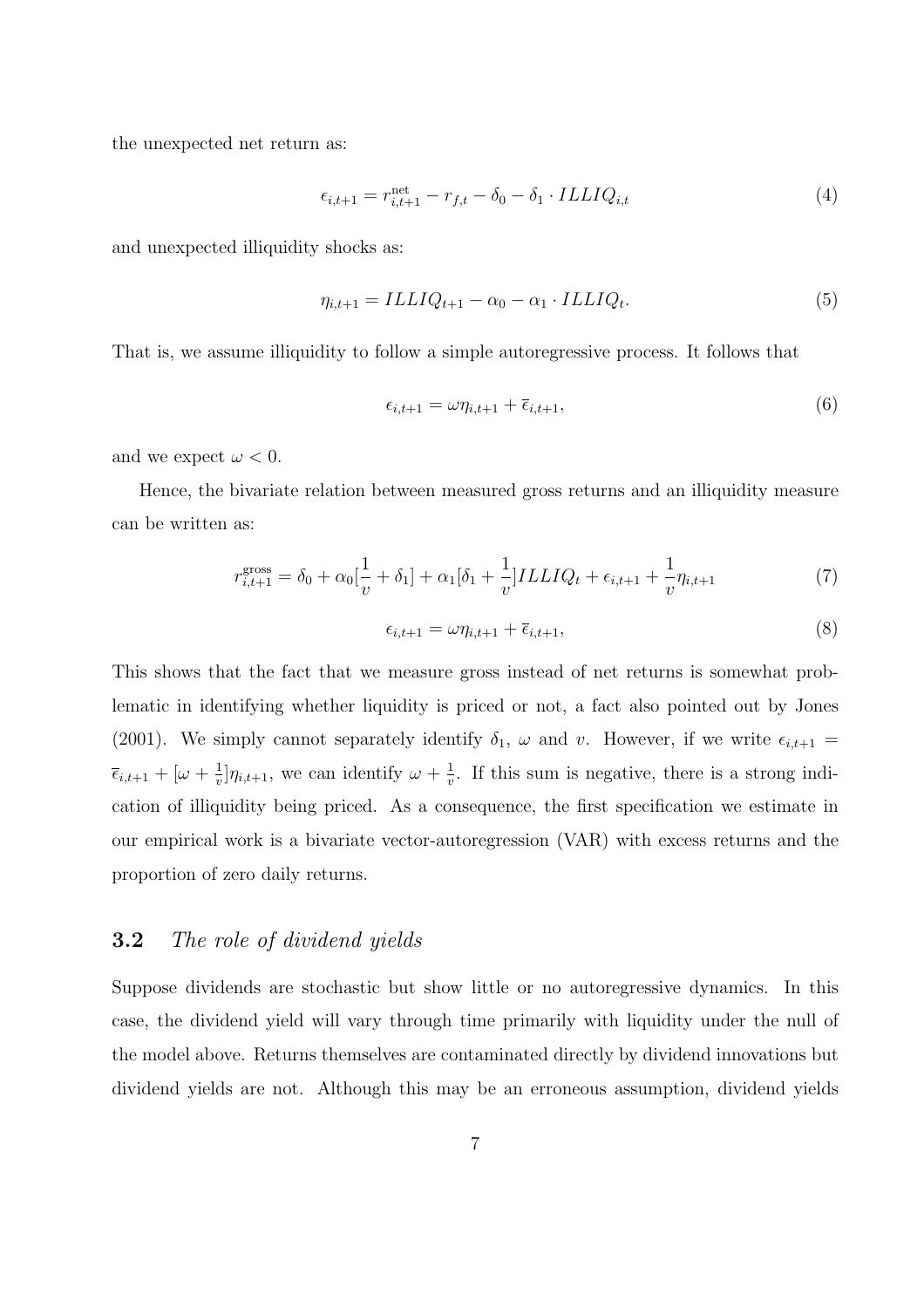the unexpected net return as:

$$\epsilon_{i,t+1} = r^{\text{net}}_{i,t+1} - r_{f,t} - \delta_0 - \delta_1 \cdot ILLIQ_{i,t} \tag{4}$$

and unexpected illiquidity shocks as:

$$\eta_{i,t+1} = ILLIQ_{t+1} - \alpha_0 - \alpha_1 \cdot ILLIQ_t. \tag{5}$$

That is, we assume illiquidity to follow a simple autoregressive process. It follows that

$$\epsilon_{i,t+1} = \omega\eta_{i,t+1} + \overline{\epsilon}_{i,t+1}, \tag{6}$$

and we expect $\omega < 0$.

Hence, the bivariate relation between measured gross returns and an illiquidity measure can be written as:

$$r^{\text{gross}}_{i,t+1} = \delta_0 + \alpha_0[\frac{1}{v} + \delta_1] + \alpha_1[\delta_1 + \frac{1}{v}]ILLIQ_t + \epsilon_{i,t+1} + \frac{1}{v}\eta_{i,t+1} \tag{7}$$

$$\epsilon_{i,t+1} = \omega\eta_{i,t+1} + \overline{\epsilon}_{i,t+1}, \tag{8}$$

This shows that the fact that we measure gross instead of net returns is somewhat problematic in identifying whether liquidity is priced or not, a fact also pointed out by Jones (2001). We simply cannot separately identify $\delta_1$, $\omega$ and $v$. However, if we write $\epsilon_{i,t+1} = \overline{\epsilon}_{i,t+1} + [\omega + \frac{1}{v}]\eta_{i,t+1}$, we can identify $\omega + \frac{1}{v}$. If this sum is negative, there is a strong indication of illiquidity being priced. As a consequence, the first specification we estimate in our empirical work is a bivariate vector-autoregression (VAR) with excess returns and the proportion of zero daily returns.

## 3.2 *The role of dividend yields*

Suppose dividends are stochastic but show little or no autoregressive dynamics. In this case, the dividend yield will vary through time primarily with liquidity under the null of the model above. Returns themselves are contaminated directly by dividend innovations but dividend yields are not. Although this may be an erroneous assumption, dividend yields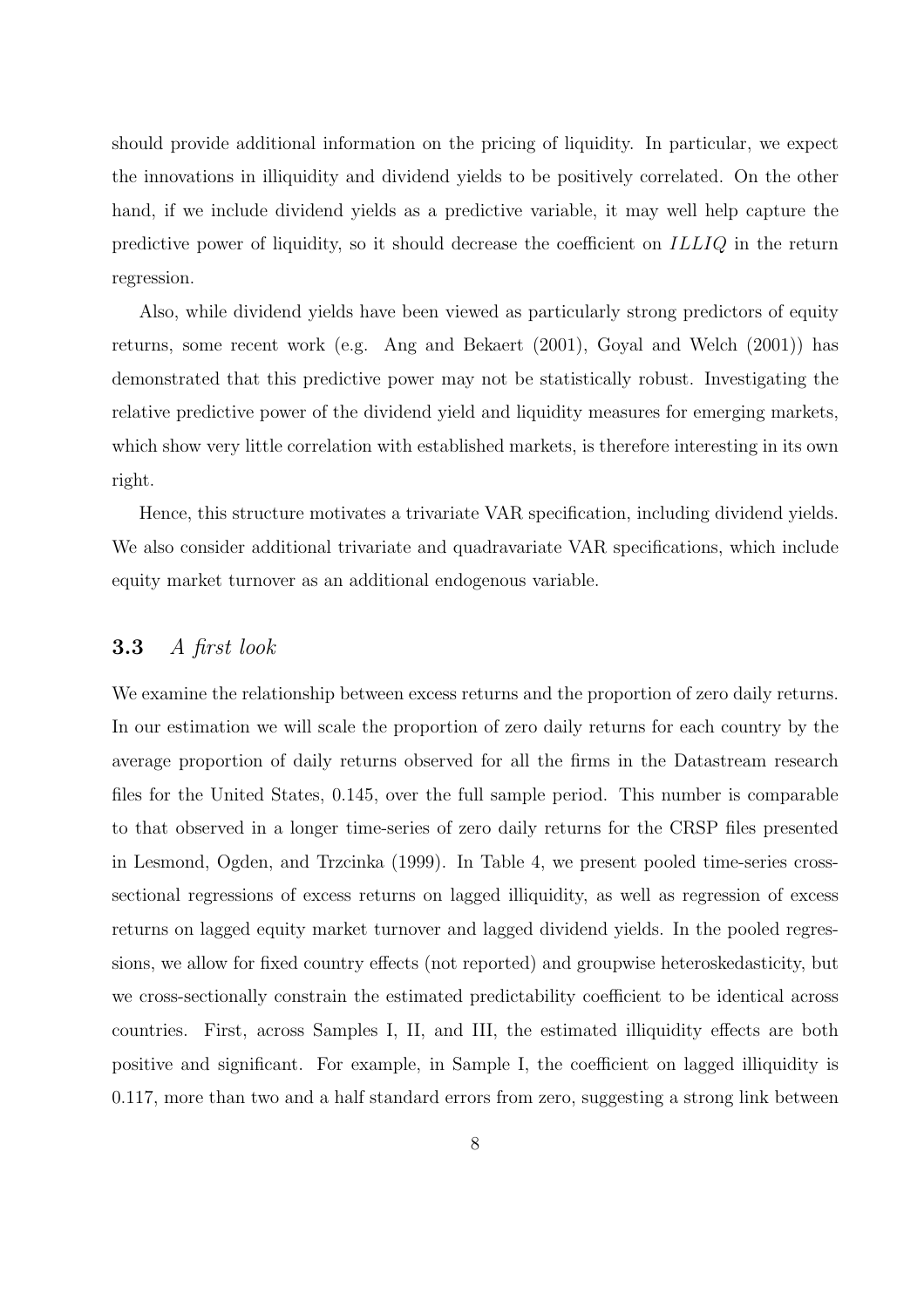should provide additional information on the pricing of liquidity. In particular, we expect the innovations in illiquidity and dividend yields to be positively correlated. On the other hand, if we include dividend yields as a predictive variable, it may well help capture the predictive power of liquidity, so it should decrease the coefficient on $ILLIQ$ in the return regression.

Also, while dividend yields have been viewed as particularly strong predictors of equity returns, some recent work (e.g. Ang and Bekaert (2001), Goyal and Welch (2001)) has demonstrated that this predictive power may not be statistically robust. Investigating the relative predictive power of the dividend yield and liquidity measures for emerging markets, which show very little correlation with established markets, is therefore interesting in its own right.

Hence, this structure motivates a trivariate VAR specification, including dividend yields. We also consider additional trivariate and quadravariate VAR specifications, which include equity market turnover as an additional endogenous variable.

### 3.3 *A first look*

We examine the relationship between excess returns and the proportion of zero daily returns. In our estimation we will scale the proportion of zero daily returns for each country by the average proportion of daily returns observed for all the firms in the Datastream research files for the United States, 0.145, over the full sample period. This number is comparable to that observed in a longer time-series of zero daily returns for the CRSP files presented in Lesmond, Ogden, and Trzcinka (1999). In Table 4, we present pooled time-series cross-sectional regressions of excess returns on lagged illiquidity, as well as regression of excess returns on lagged equity market turnover and lagged dividend yields. In the pooled regressions, we allow for fixed country effects (not reported) and groupwise heteroskedasticity, but we cross-sectionally constrain the estimated predictability coefficient to be identical across countries. First, across Samples I, II, and III, the estimated illiquidity effects are both positive and significant. For example, in Sample I, the coefficient on lagged illiquidity is 0.117, more than two and a half standard errors from zero, suggesting a strong link between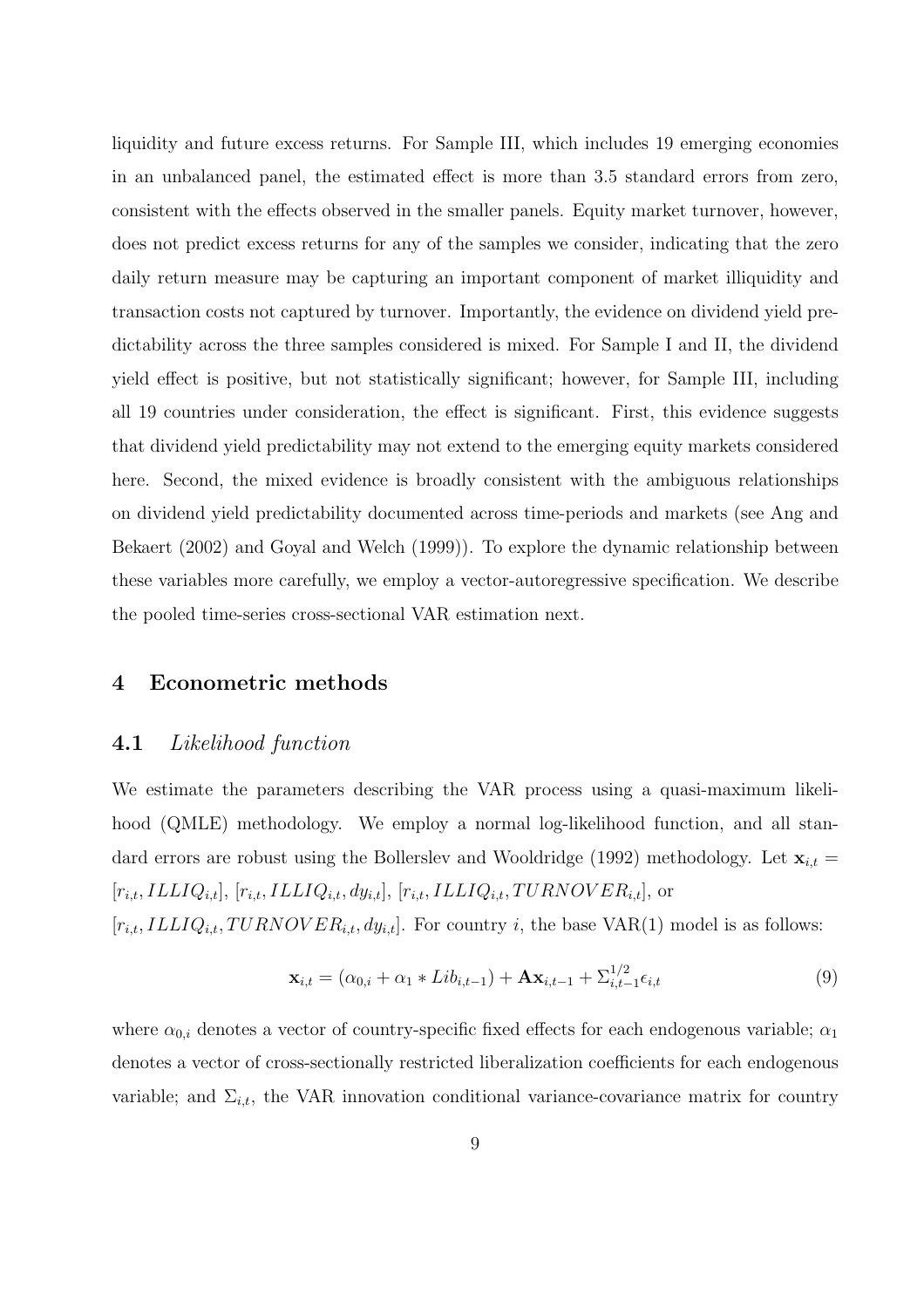liquidity and future excess returns. For Sample III, which includes 19 emerging economies in an unbalanced panel, the estimated effect is more than 3.5 standard errors from zero, consistent with the effects observed in the smaller panels. Equity market turnover, however, does not predict excess returns for any of the samples we consider, indicating that the zero daily return measure may be capturing an important component of market illiquidity and transaction costs not captured by turnover. Importantly, the evidence on dividend yield predictability across the three samples considered is mixed. For Sample I and II, the dividend yield effect is positive, but not statistically significant; however, for Sample III, including all 19 countries under consideration, the effect is significant. First, this evidence suggests that dividend yield predictability may not extend to the emerging equity markets considered here. Second, the mixed evidence is broadly consistent with the ambiguous relationships on dividend yield predictability documented across time-periods and markets (see Ang and Bekaert (2002) and Goyal and Welch (1999)). To explore the dynamic relationship between these variables more carefully, we employ a vector-autoregressive specification. We describe the pooled time-series cross-sectional VAR estimation next.

## 4 Econometric methods

### 4.1 *Likelihood function*

We estimate the parameters describing the VAR process using a quasi-maximum likelihood (QMLE) methodology. We employ a normal log-likelihood function, and all standard errors are robust using the Bollerslev and Wooldridge (1992) methodology. Let $\mathbf{x}_{i,t} = [r_{i,t}, ILLIQ_{i,t}]$, $[r_{i,t}, ILLIQ_{i,t}, dy_{i,t}]$, $[r_{i,t}, ILLIQ_{i,t}, TURNOVER_{i,t}]$, or $[r_{i,t}, ILLIQ_{i,t}, TURNOVER_{i,t}, dy_{i,t}]$. For country $i$, the base VAR(1) model is as follows:

$$\mathbf{x}_{i,t} = (\alpha_{0,i} + \alpha_1 * Lib_{i,t-1}) + \mathbf{A}\mathbf{x}_{i,t-1} + \Sigma_{i,t-1}^{1/2}\epsilon_{i,t} \tag{9}$$

where $\alpha_{0,i}$ denotes a vector of country-specific fixed effects for each endogenous variable; $\alpha_1$ denotes a vector of cross-sectionally restricted liberalization coefficients for each endogenous variable; and $\Sigma_{i,t}$, the VAR innovation conditional variance-covariance matrix for country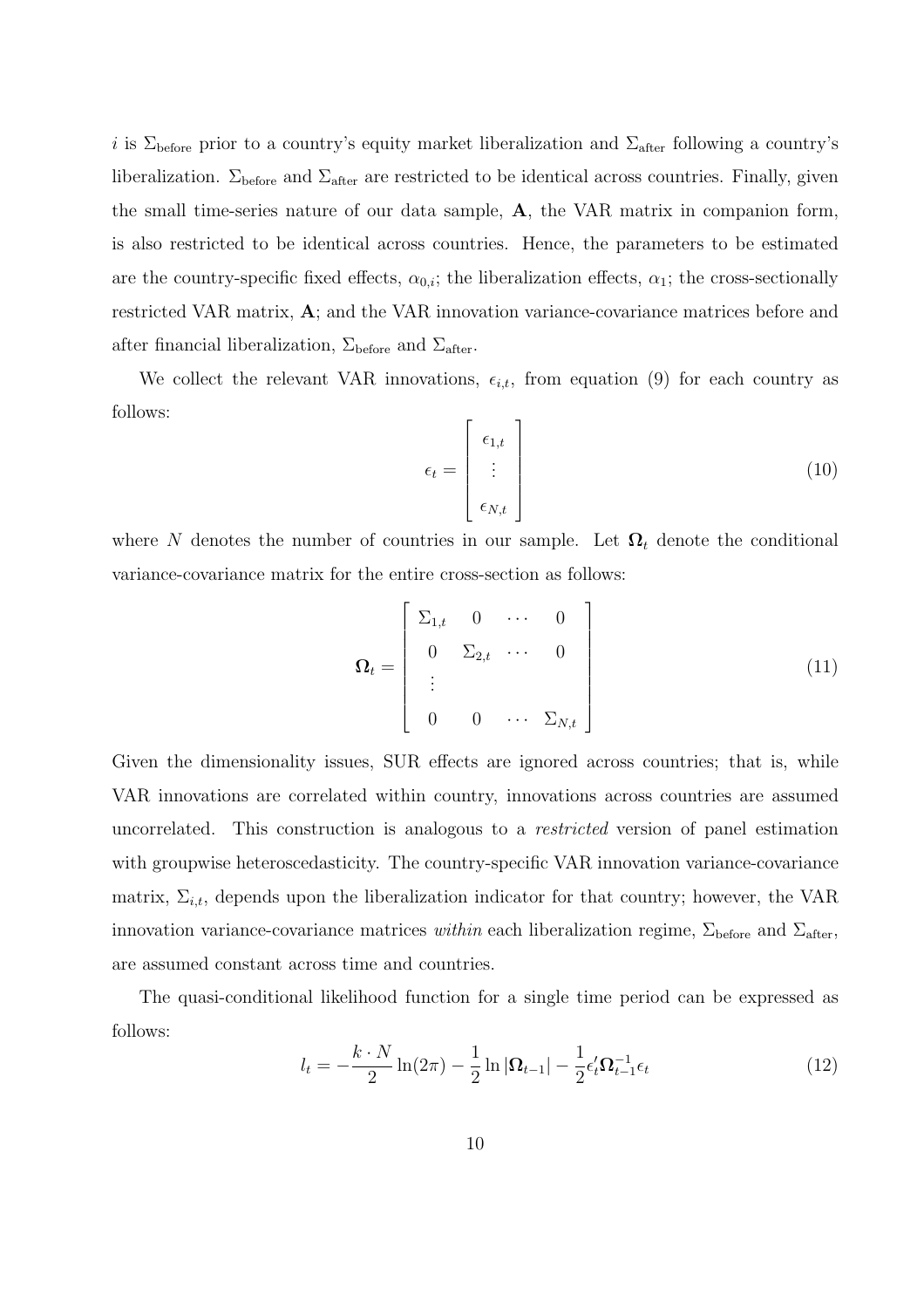$i$ is $\Sigma_{\text{before}}$ prior to a country's equity market liberalization and $\Sigma_{\text{after}}$ following a country's liberalization. $\Sigma_{\text{before}}$ and $\Sigma_{\text{after}}$ are restricted to be identical across countries. Finally, given the small time-series nature of our data sample, $\mathbf{A}$, the VAR matrix in companion form, is also restricted to be identical across countries. Hence, the parameters to be estimated are the country-specific fixed effects, $\alpha_{0,i}$; the liberalization effects, $\alpha_1$; the cross-sectionally restricted VAR matrix, $\mathbf{A}$; and the VAR innovation variance-covariance matrices before and after financial liberalization, $\Sigma_{\text{before}}$ and $\Sigma_{\text{after}}$.

We collect the relevant VAR innovations, $\epsilon_{i,t}$, from equation (9) for each country as follows:

$$\epsilon_t = \begin{bmatrix} \epsilon_{1,t} \\ \vdots \\ \epsilon_{N,t} \end{bmatrix} \tag{10}$$

where $N$ denotes the number of countries in our sample. Let $\mathbf{\Omega}_t$ denote the conditional variance-covariance matrix for the entire cross-section as follows:

$$\mathbf{\Omega}_t = \begin{bmatrix} \Sigma_{1,t} & 0 & \cdots & 0 \\ 0 & \Sigma_{2,t} & \cdots & 0 \\ \vdots & & & \\ 0 & 0 & \cdots & \Sigma_{N,t} \end{bmatrix} \tag{11}$$

Given the dimensionality issues, SUR effects are ignored across countries; that is, while VAR innovations are correlated within country, innovations across countries are assumed uncorrelated. This construction is analogous to a *restricted* version of panel estimation with groupwise heteroscedasticity. The country-specific VAR innovation variance-covariance matrix, $\Sigma_{i,t}$, depends upon the liberalization indicator for that country; however, the VAR innovation variance-covariance matrices *within* each liberalization regime, $\Sigma_{\text{before}}$ and $\Sigma_{\text{after}}$, are assumed constant across time and countries.

The quasi-conditional likelihood function for a single time period can be expressed as follows:

$$l_t = -\frac{k \cdot N}{2} \ln(2\pi) - \frac{1}{2} \ln |\mathbf{\Omega}_{t-1}| - \frac{1}{2} \epsilon_t' \mathbf{\Omega}_{t-1}^{-1} \epsilon_t \tag{12}$$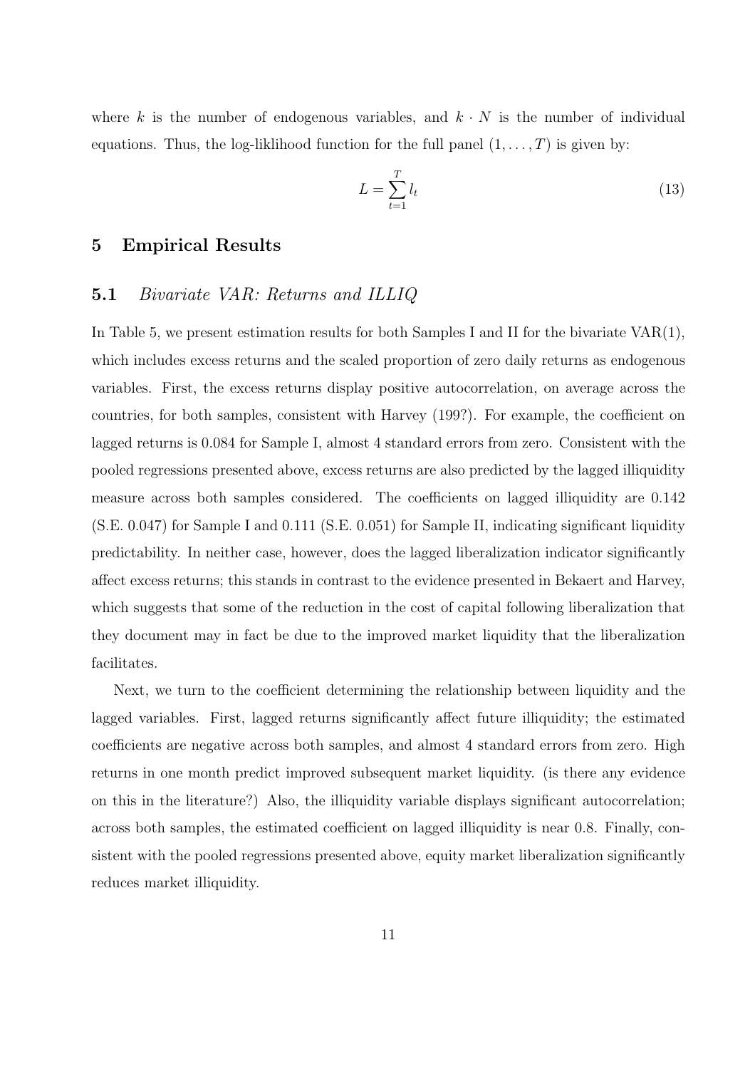where $k$ is the number of endogenous variables, and $k \cdot N$ is the number of individual equations. Thus, the log-liklihood function for the full panel $(1, \ldots, T)$ is given by:

$$L = \sum_{t=1}^{T} l_t \tag{13}$$

## 5 Empirical Results

### 5.1 *Bivariate VAR: Returns and ILLIQ*

In Table 5, we present estimation results for both Samples I and II for the bivariate VAR(1), which includes excess returns and the scaled proportion of zero daily returns as endogenous variables. First, the excess returns display positive autocorrelation, on average across the countries, for both samples, consistent with Harvey (199?). For example, the coefficient on lagged returns is 0.084 for Sample I, almost 4 standard errors from zero. Consistent with the pooled regressions presented above, excess returns are also predicted by the lagged illiquidity measure across both samples considered. The coefficients on lagged illiquidity are 0.142 (S.E. 0.047) for Sample I and 0.111 (S.E. 0.051) for Sample II, indicating significant liquidity predictability. In neither case, however, does the lagged liberalization indicator significantly affect excess returns; this stands in contrast to the evidence presented in Bekaert and Harvey, which suggests that some of the reduction in the cost of capital following liberalization that they document may in fact be due to the improved market liquidity that the liberalization facilitates.

Next, we turn to the coefficient determining the relationship between liquidity and the lagged variables. First, lagged returns significantly affect future illiquidity; the estimated coefficients are negative across both samples, and almost 4 standard errors from zero. High returns in one month predict improved subsequent market liquidity. (is there any evidence on this in the literature?) Also, the illiquidity variable displays significant autocorrelation; across both samples, the estimated coefficient on lagged illiquidity is near 0.8. Finally, consistent with the pooled regressions presented above, equity market liberalization significantly reduces market illiquidity.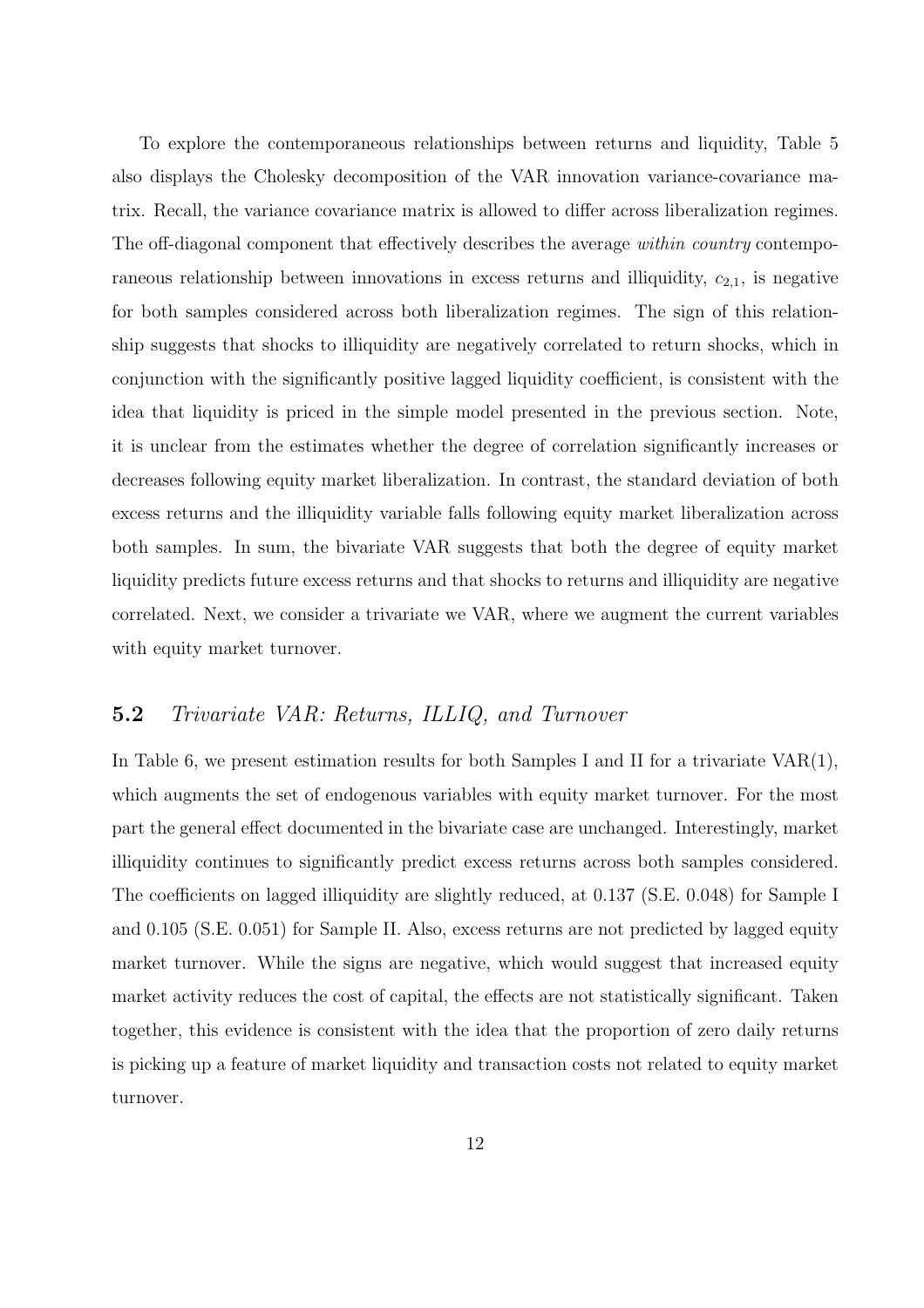To explore the contemporaneous relationships between returns and liquidity, Table 5 also displays the Cholesky decomposition of the VAR innovation variance-covariance matrix. Recall, the variance covariance matrix is allowed to differ across liberalization regimes. The off-diagonal component that effectively describes the average *within country* contemporaneous relationship between innovations in excess returns and illiquidity, $c_{2,1}$, is negative for both samples considered across both liberalization regimes. The sign of this relationship suggests that shocks to illiquidity are negatively correlated to return shocks, which in conjunction with the significantly positive lagged liquidity coefficient, is consistent with the idea that liquidity is priced in the simple model presented in the previous section. Note, it is unclear from the estimates whether the degree of correlation significantly increases or decreases following equity market liberalization. In contrast, the standard deviation of both excess returns and the illiquidity variable falls following equity market liberalization across both samples. In sum, the bivariate VAR suggests that both the degree of equity market liquidity predicts future excess returns and that shocks to returns and illiquidity are negative correlated. Next, we consider a trivariate we VAR, where we augment the current variables with equity market turnover.

## 5.2 *Trivariate VAR: Returns, ILLIQ, and Turnover*

In Table 6, we present estimation results for both Samples I and II for a trivariate VAR(1), which augments the set of endogenous variables with equity market turnover. For the most part the general effect documented in the bivariate case are unchanged. Interestingly, market illiquidity continues to significantly predict excess returns across both samples considered. The coefficients on lagged illiquidity are slightly reduced, at 0.137 (S.E. 0.048) for Sample I and 0.105 (S.E. 0.051) for Sample II. Also, excess returns are not predicted by lagged equity market turnover. While the signs are negative, which would suggest that increased equity market activity reduces the cost of capital, the effects are not statistically significant. Taken together, this evidence is consistent with the idea that the proportion of zero daily returns is picking up a feature of market liquidity and transaction costs not related to equity market turnover.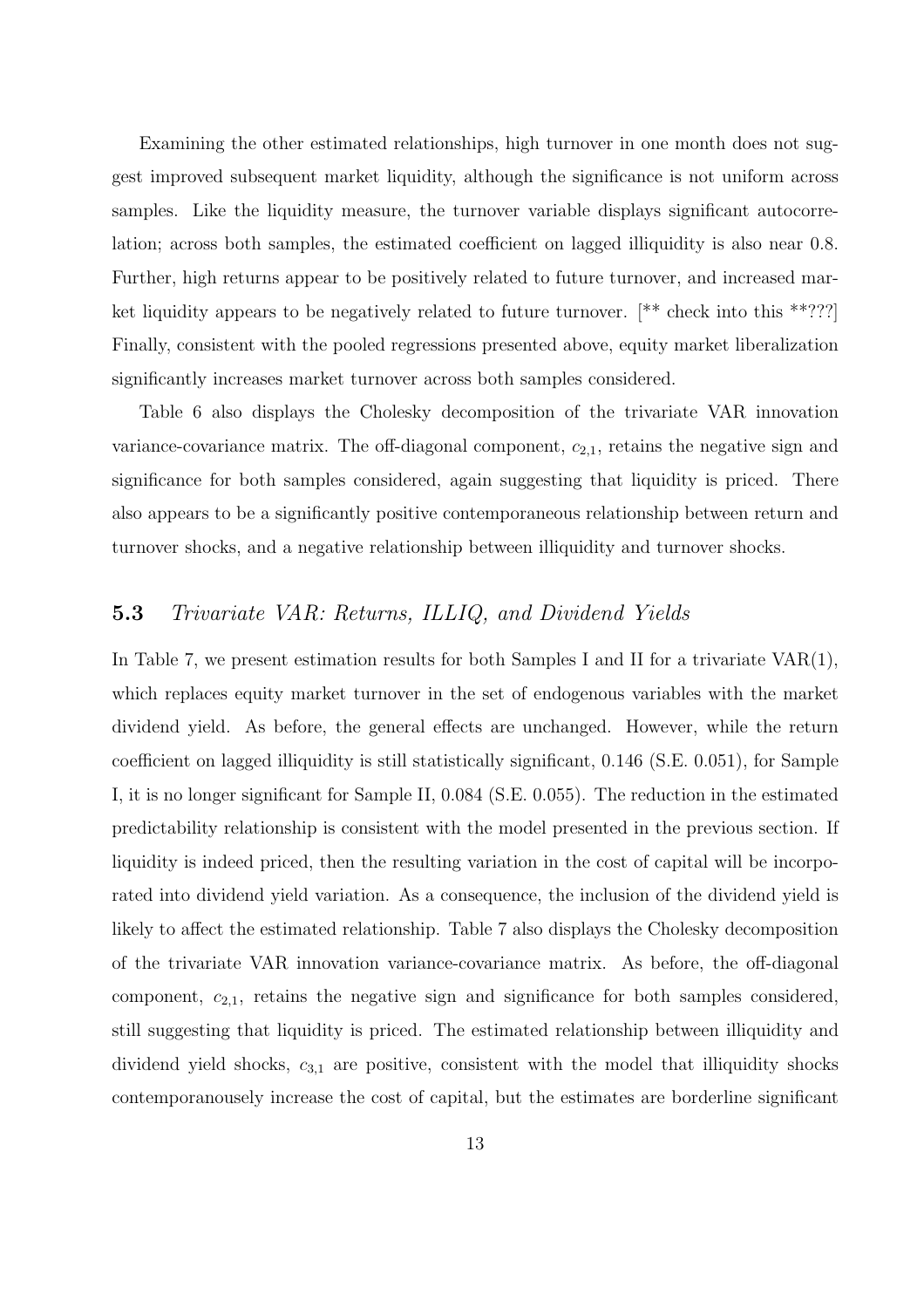Examining the other estimated relationships, high turnover in one month does not suggest improved subsequent market liquidity, although the significance is not uniform across samples. Like the liquidity measure, the turnover variable displays significant autocorrelation; across both samples, the estimated coefficient on lagged illiquidity is also near 0.8. Further, high returns appear to be positively related to future turnover, and increased market liquidity appears to be negatively related to future turnover. [** check into this **???] Finally, consistent with the pooled regressions presented above, equity market liberalization significantly increases market turnover across both samples considered.

Table 6 also displays the Cholesky decomposition of the trivariate VAR innovation variance-covariance matrix. The off-diagonal component, $c_{2,1}$, retains the negative sign and significance for both samples considered, again suggesting that liquidity is priced. There also appears to be a significantly positive contemporaneous relationship between return and turnover shocks, and a negative relationship between illiquidity and turnover shocks.

## 5.3 *Trivariate VAR: Returns, ILLIQ, and Dividend Yields*

In Table 7, we present estimation results for both Samples I and II for a trivariate VAR(1), which replaces equity market turnover in the set of endogenous variables with the market dividend yield. As before, the general effects are unchanged. However, while the return coefficient on lagged illiquidity is still statistically significant, 0.146 (S.E. 0.051), for Sample I, it is no longer significant for Sample II, 0.084 (S.E. 0.055). The reduction in the estimated predictability relationship is consistent with the model presented in the previous section. If liquidity is indeed priced, then the resulting variation in the cost of capital will be incorporated into dividend yield variation. As a consequence, the inclusion of the dividend yield is likely to affect the estimated relationship. Table 7 also displays the Cholesky decomposition of the trivariate VAR innovation variance-covariance matrix. As before, the off-diagonal component, $c_{2,1}$, retains the negative sign and significance for both samples considered, still suggesting that liquidity is priced. The estimated relationship between illiquidity and dividend yield shocks, $c_{3,1}$ are positive, consistent with the model that illiquidity shocks contemporanously increase the cost of capital, but the estimates are borderline significant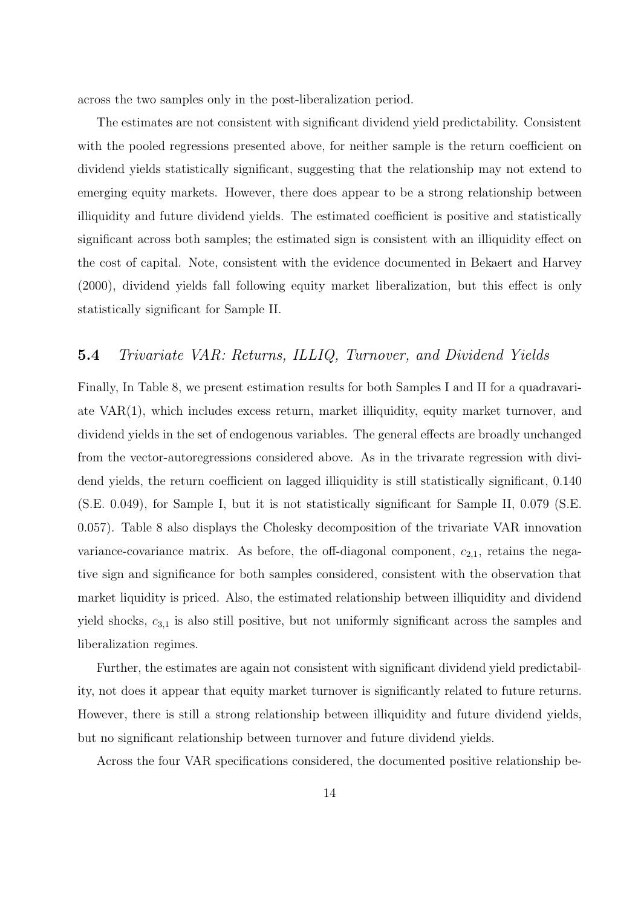across the two samples only in the post-liberalization period.

The estimates are not consistent with significant dividend yield predictability. Consistent with the pooled regressions presented above, for neither sample is the return coefficient on dividend yields statistically significant, suggesting that the relationship may not extend to emerging equity markets. However, there does appear to be a strong relationship between illiquidity and future dividend yields. The estimated coefficient is positive and statistically significant across both samples; the estimated sign is consistent with an illiquidity effect on the cost of capital. Note, consistent with the evidence documented in Bekaert and Harvey (2000), dividend yields fall following equity market liberalization, but this effect is only statistically significant for Sample II.

## 5.4 *Trivariate VAR: Returns, ILLIQ, Turnover, and Dividend Yields*

Finally, In Table 8, we present estimation results for both Samples I and II for a quadravariate VAR(1), which includes excess return, market illiquidity, equity market turnover, and dividend yields in the set of endogenous variables. The general effects are broadly unchanged from the vector-autoregressions considered above. As in the trivarate regression with dividend yields, the return coefficient on lagged illiquidity is still statistically significant, 0.140 (S.E. 0.049), for Sample I, but it is not statistically significant for Sample II, 0.079 (S.E. 0.057). Table 8 also displays the Cholesky decomposition of the trivariate VAR innovation variance-covariance matrix. As before, the off-diagonal component, $c_{2,1}$, retains the negative sign and significance for both samples considered, consistent with the observation that market liquidity is priced. Also, the estimated relationship between illiquidity and dividend yield shocks, $c_{3,1}$ is also still positive, but not uniformly significant across the samples and liberalization regimes.

Further, the estimates are again not consistent with significant dividend yield predictability, not does it appear that equity market turnover is significantly related to future returns. However, there is still a strong relationship between illiquidity and future dividend yields, but no significant relationship between turnover and future dividend yields.

Across the four VAR specifications considered, the documented positive relationship be-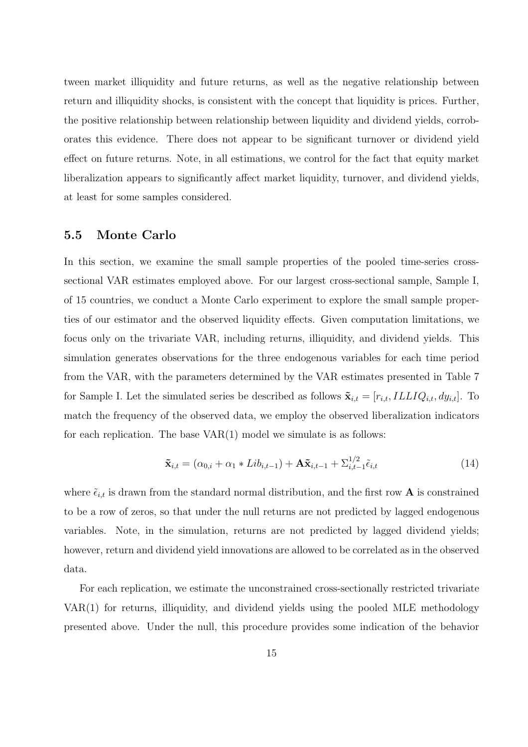tween market illiquidity and future returns, as well as the negative relationship between return and illiquidity shocks, is consistent with the concept that liquidity is prices. Further, the positive relationship between relationship between liquidity and dividend yields, corroborates this evidence. There does not appear to be significant turnover or dividend yield effect on future returns. Note, in all estimations, we control for the fact that equity market liberalization appears to significantly affect market liquidity, turnover, and dividend yields, at least for some samples considered.

## 5.5 Monte Carlo

In this section, we examine the small sample properties of the pooled time-series cross-sectional VAR estimates employed above. For our largest cross-sectional sample, Sample I, of 15 countries, we conduct a Monte Carlo experiment to explore the small sample properties of our estimator and the observed liquidity effects. Given computation limitations, we focus only on the trivariate VAR, including returns, illiquidity, and dividend yields. This simulation generates observations for the three endogenous variables for each time period from the VAR, with the parameters determined by the VAR estimates presented in Table 7 for Sample I. Let the simulated series be described as follows $\tilde{\mathbf{x}}_{i,t} = [r_{i,t}, ILLIQ_{i,t}, dy_{i,t}]$. To match the frequency of the observed data, we employ the observed liberalization indicators for each replication. The base VAR(1) model we simulate is as follows:

$$\tilde{\mathbf{x}}_{i,t} = (\alpha_{0,i} + \alpha_1 * Lib_{i,t-1}) + \mathbf{A}\tilde{\mathbf{x}}_{i,t-1} + \Sigma_{i,t-1}^{1/2}\tilde{\epsilon}_{i,t} \tag{14}$$

where $\tilde{\epsilon}_{i,t}$ is drawn from the standard normal distribution, and the first row $\mathbf{A}$ is constrained to be a row of zeros, so that under the null returns are not predicted by lagged endogenous variables. Note, in the simulation, returns are not predicted by lagged dividend yields; however, return and dividend yield innovations are allowed to be correlated as in the observed data.

For each replication, we estimate the unconstrained cross-sectionally restricted trivariate VAR(1) for returns, illiquidity, and dividend yields using the pooled MLE methodology presented above. Under the null, this procedure provides some indication of the behavior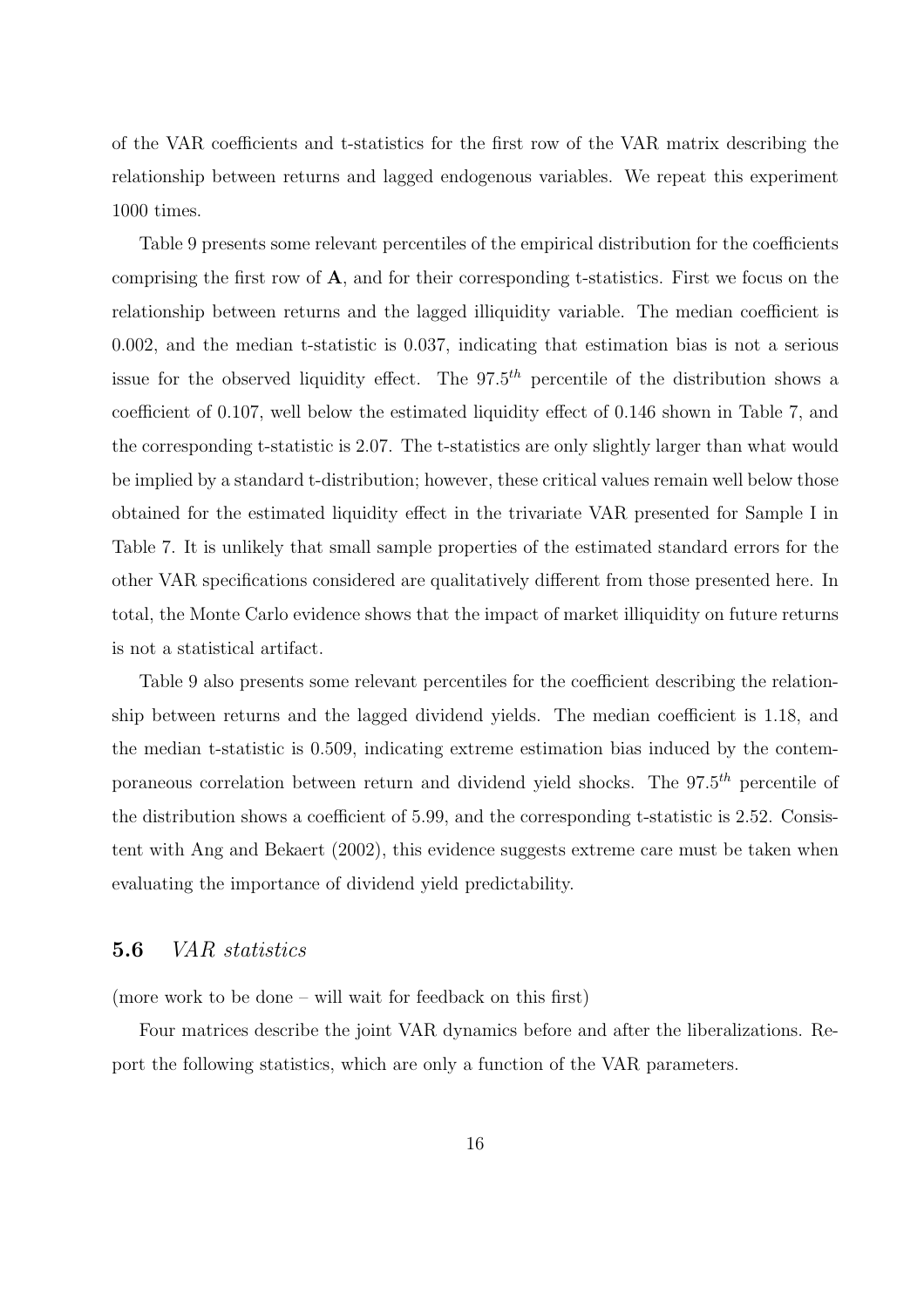of the VAR coefficients and t-statistics for the first row of the VAR matrix describing the relationship between returns and lagged endogenous variables. We repeat this experiment 1000 times.

Table 9 presents some relevant percentiles of the empirical distribution for the coefficients comprising the first row of **A**, and for their corresponding t-statistics. First we focus on the relationship between returns and the lagged illiquidity variable. The median coefficient is 0.002, and the median t-statistic is 0.037, indicating that estimation bias is not a serious issue for the observed liquidity effect. The $97.5^{th}$ percentile of the distribution shows a coefficient of 0.107, well below the estimated liquidity effect of 0.146 shown in Table 7, and the corresponding t-statistic is 2.07. The t-statistics are only slightly larger than what would be implied by a standard t-distribution; however, these critical values remain well below those obtained for the estimated liquidity effect in the trivariate VAR presented for Sample I in Table 7. It is unlikely that small sample properties of the estimated standard errors for the other VAR specifications considered are qualitatively different from those presented here. In total, the Monte Carlo evidence shows that the impact of market illiquidity on future returns is not a statistical artifact.

Table 9 also presents some relevant percentiles for the coefficient describing the relationship between returns and the lagged dividend yields. The median coefficient is 1.18, and the median t-statistic is 0.509, indicating extreme estimation bias induced by the contemporaneous correlation between return and dividend yield shocks. The $97.5^{th}$ percentile of the distribution shows a coefficient of 5.99, and the corresponding t-statistic is 2.52. Consistent with Ang and Bekaert (2002), this evidence suggests extreme care must be taken when evaluating the importance of dividend yield predictability.

### 5.6 *VAR statistics*

(more work to be done – will wait for feedback on this first)

Four matrices describe the joint VAR dynamics before and after the liberalizations. Report the following statistics, which are only a function of the VAR parameters.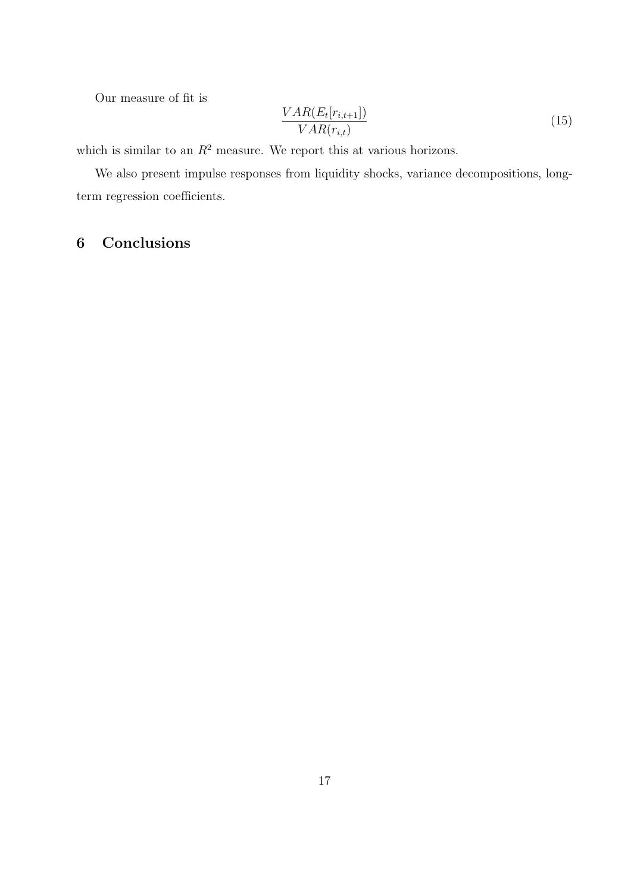Our measure of fit is

$$\frac{VAR(E_t[r_{i,t+1}])}{VAR(r_{i,t})} \tag{15}$$

which is similar to an $R^2$ measure. We report this at various horizons.

We also present impulse responses from liquidity shocks, variance decompositions, long-term regression coefficients.

# 6 Conclusions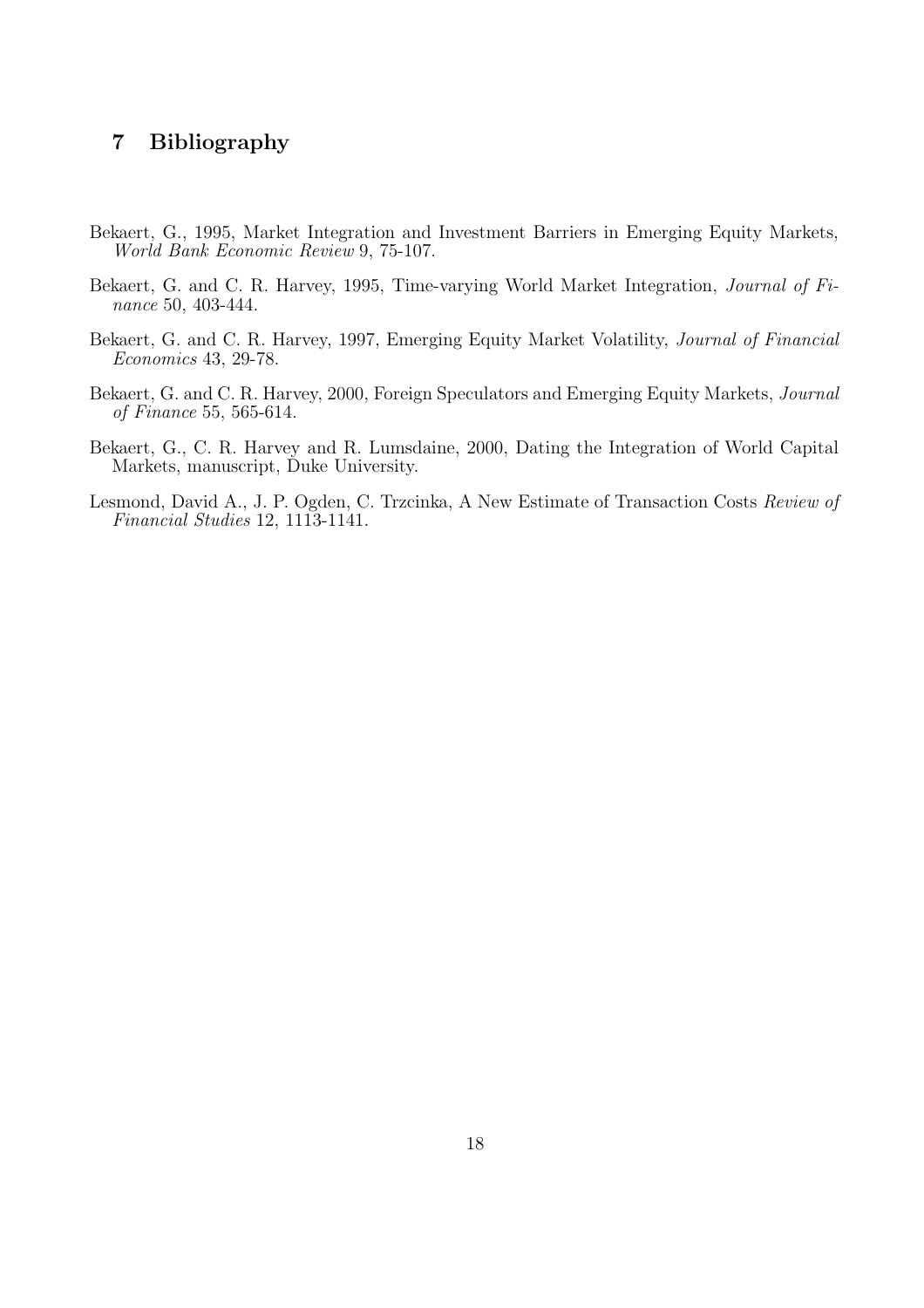# 7 Bibliography

Bekaert, G., 1995, Market Integration and Investment Barriers in Emerging Equity Markets, *World Bank Economic Review* 9, 75-107.

Bekaert, G. and C. R. Harvey, 1995, Time-varying World Market Integration, *Journal of Finance* 50, 403-444.

Bekaert, G. and C. R. Harvey, 1997, Emerging Equity Market Volatility, *Journal of Financial Economics* 43, 29-78.

Bekaert, G. and C. R. Harvey, 2000, Foreign Speculators and Emerging Equity Markets, *Journal of Finance* 55, 565-614.

Bekaert, G., C. R. Harvey and R. Lumsdaine, 2000, Dating the Integration of World Capital Markets, manuscript, Duke University.

Lesmond, David A., J. P. Ogden, C. Trzcinka, A New Estimate of Transaction Costs *Review of Financial Studies* 12, 1113-1141.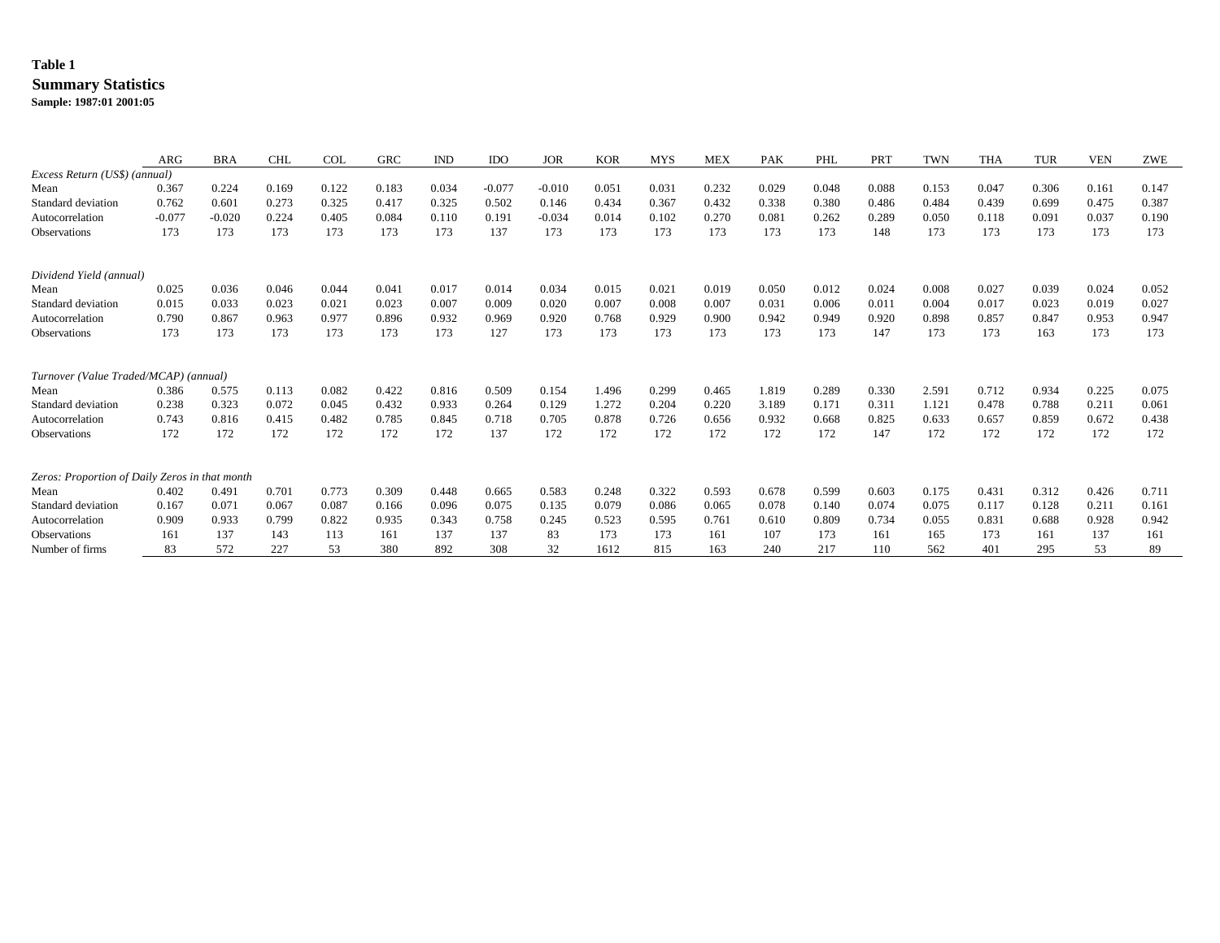**Table 1**

**Summary Statistics**

**Sample: 1987:01 2001:05**

| | ARG | BRA | CHL | COL | GRC | IND | IDO | JOR | KOR | MYS | MEX | PAK | PHL | PRT | TWN | THA | TUR | VEN | ZWE |
|---|---|---|---|---|---|---|---|---|---|---|---|---|---|---|---|---|---|---|---|
| *Excess Return (US$) (annual)* | | | | | | | | | | | | | | | | | | | |
| Mean | 0.367 | 0.224 | 0.169 | 0.122 | 0.183 | 0.034 | -0.077 | -0.010 | 0.051 | 0.031 | 0.232 | 0.029 | 0.048 | 0.088 | 0.153 | 0.047 | 0.306 | 0.161 | 0.147 |
| Standard deviation | 0.762 | 0.601 | 0.273 | 0.325 | 0.417 | 0.325 | 0.502 | 0.146 | 0.434 | 0.367 | 0.432 | 0.338 | 0.380 | 0.486 | 0.484 | 0.439 | 0.699 | 0.475 | 0.387 |
| Autocorrelation | -0.077 | -0.020 | 0.224 | 0.405 | 0.084 | 0.110 | 0.191 | -0.034 | 0.014 | 0.102 | 0.270 | 0.081 | 0.262 | 0.289 | 0.050 | 0.118 | 0.091 | 0.037 | 0.190 |
| Observations | 173 | 173 | 173 | 173 | 173 | 173 | 137 | 173 | 173 | 173 | 173 | 173 | 173 | 148 | 173 | 173 | 173 | 173 | 173 |
| *Dividend Yield (annual)* | | | | | | | | | | | | | | | | | | | |
| Mean | 0.025 | 0.036 | 0.046 | 0.044 | 0.041 | 0.017 | 0.014 | 0.034 | 0.015 | 0.021 | 0.019 | 0.050 | 0.012 | 0.024 | 0.008 | 0.027 | 0.039 | 0.024 | 0.052 |
| Standard deviation | 0.015 | 0.033 | 0.023 | 0.021 | 0.023 | 0.007 | 0.009 | 0.020 | 0.007 | 0.008 | 0.007 | 0.031 | 0.006 | 0.011 | 0.004 | 0.017 | 0.023 | 0.019 | 0.027 |
| Autocorrelation | 0.790 | 0.867 | 0.963 | 0.977 | 0.896 | 0.932 | 0.969 | 0.920 | 0.768 | 0.929 | 0.900 | 0.942 | 0.949 | 0.920 | 0.898 | 0.857 | 0.847 | 0.953 | 0.947 |
| Observations | 173 | 173 | 173 | 173 | 173 | 173 | 127 | 173 | 173 | 173 | 173 | 173 | 173 | 147 | 173 | 173 | 163 | 173 | 173 |
| *Turnover (Value Traded/MCAP) (annual)* | | | | | | | | | | | | | | | | | | | |
| Mean | 0.386 | 0.575 | 0.113 | 0.082 | 0.422 | 0.816 | 0.509 | 0.154 | 1.496 | 0.299 | 0.465 | 1.819 | 0.289 | 0.330 | 2.591 | 0.712 | 0.934 | 0.225 | 0.075 |
| Standard deviation | 0.238 | 0.323 | 0.072 | 0.045 | 0.432 | 0.933 | 0.264 | 0.129 | 1.272 | 0.204 | 0.220 | 3.189 | 0.171 | 0.311 | 1.121 | 0.478 | 0.788 | 0.211 | 0.061 |
| Autocorrelation | 0.743 | 0.816 | 0.415 | 0.482 | 0.785 | 0.845 | 0.718 | 0.705 | 0.878 | 0.726 | 0.656 | 0.932 | 0.668 | 0.825 | 0.633 | 0.657 | 0.859 | 0.672 | 0.438 |
| Observations | 172 | 172 | 172 | 172 | 172 | 172 | 137 | 172 | 172 | 172 | 172 | 172 | 172 | 147 | 172 | 172 | 172 | 172 | 172 |
| *Zeros: Proportion of Daily Zeros in that month* | | | | | | | | | | | | | | | | | | | |
| Mean | 0.402 | 0.491 | 0.701 | 0.773 | 0.309 | 0.448 | 0.665 | 0.583 | 0.248 | 0.322 | 0.593 | 0.678 | 0.599 | 0.603 | 0.175 | 0.431 | 0.312 | 0.426 | 0.711 |
| Standard deviation | 0.167 | 0.071 | 0.067 | 0.087 | 0.166 | 0.096 | 0.075 | 0.135 | 0.079 | 0.086 | 0.065 | 0.078 | 0.140 | 0.074 | 0.075 | 0.117 | 0.128 | 0.211 | 0.161 |
| Autocorrelation | 0.909 | 0.933 | 0.799 | 0.822 | 0.935 | 0.343 | 0.758 | 0.245 | 0.523 | 0.595 | 0.761 | 0.610 | 0.809 | 0.734 | 0.055 | 0.831 | 0.688 | 0.928 | 0.942 |
| Observations | 161 | 137 | 143 | 113 | 161 | 137 | 137 | 83 | 173 | 173 | 161 | 107 | 173 | 161 | 165 | 173 | 161 | 137 | 161 |
| Number of firms | 83 | 572 | 227 | 53 | 380 | 892 | 308 | 32 | 1612 | 815 | 163 | 240 | 217 | 110 | 562 | 401 | 295 | 53 | 89 |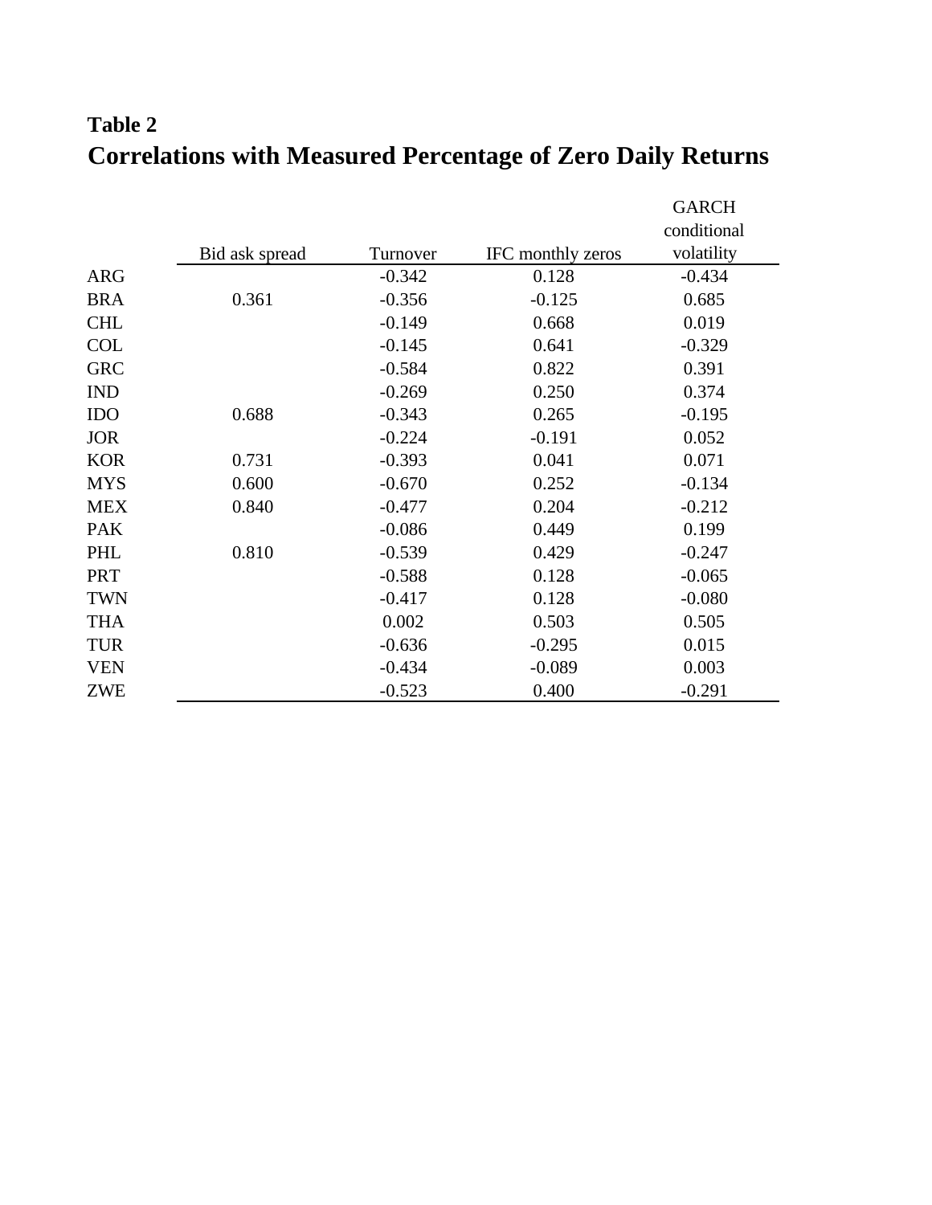**Table 2**

# Correlations with Measured Percentage of Zero Daily Returns

| | Bid ask spread | Turnover | IFC monthly zeros | GARCH conditional volatility |
|---|---|---|---|---|
| ARG | | -0.342 | 0.128 | -0.434 |
| BRA | 0.361 | -0.356 | -0.125 | 0.685 |
| CHL | | -0.149 | 0.668 | 0.019 |
| COL | | -0.145 | 0.641 | -0.329 |
| GRC | | -0.584 | 0.822 | 0.391 |
| IND | | -0.269 | 0.250 | 0.374 |
| IDO | 0.688 | -0.343 | 0.265 | -0.195 |
| JOR | | -0.224 | -0.191 | 0.052 |
| KOR | 0.731 | -0.393 | 0.041 | 0.071 |
| MYS | 0.600 | -0.670 | 0.252 | -0.134 |
| MEX | 0.840 | -0.477 | 0.204 | -0.212 |
| PAK | | -0.086 | 0.449 | 0.199 |
| PHL | 0.810 | -0.539 | 0.429 | -0.247 |
| PRT | | -0.588 | 0.128 | -0.065 |
| TWN | | -0.417 | 0.128 | -0.080 |
| THA | | 0.002 | 0.503 | 0.505 |
| TUR | | -0.636 | -0.295 | 0.015 |
| VEN | | -0.434 | -0.089 | 0.003 |
| ZWE | | -0.523 | 0.400 | -0.291 |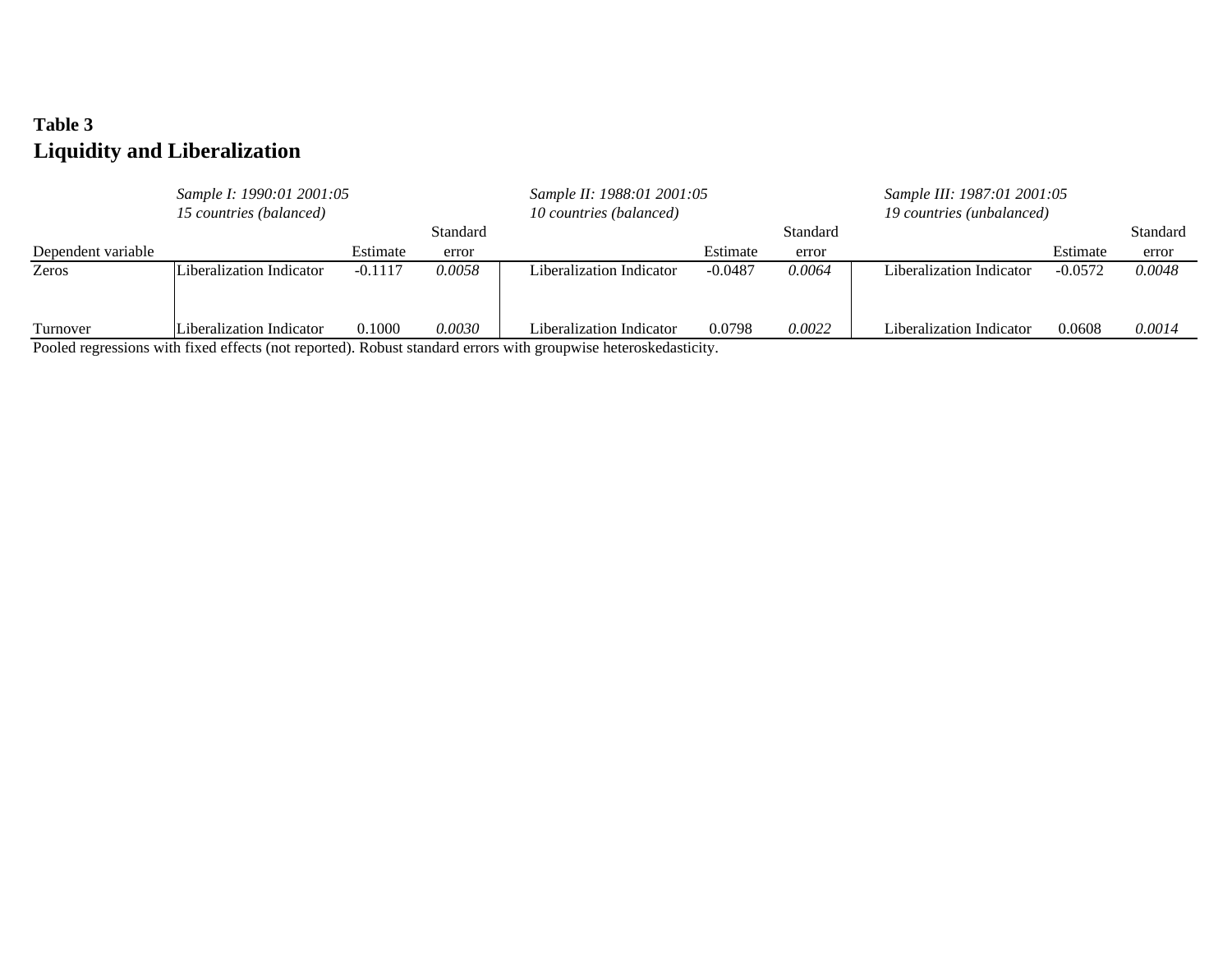**Table 3**
**Liquidity and Liberalization**

| | *Sample I: 1990:01 2001:05* *15 countries (balanced)* | | | *Sample II: 1988:01 2001:05* *10 countries (balanced)* | | | *Sample III: 1987:01 2001:05* *19 countries (unbalanced)* | | |
|---|---|---|---|---|---|---|---|---|---|
| Dependent variable | | Estimate | Standard error | | Estimate | Standard error | | Estimate | Standard error |
| Zeros | Liberalization Indicator | -0.1117 | *0.0058* | Liberalization Indicator | -0.0487 | *0.0064* | Liberalization Indicator | -0.0572 | *0.0048* |
| Turnover | Liberalization Indicator | 0.1000 | *0.0030* | Liberalization Indicator | 0.0798 | *0.0022* | Liberalization Indicator | 0.0608 | *0.0014* |

Pooled regressions with fixed effects (not reported). Robust standard errors with groupwise heteroskedasticity.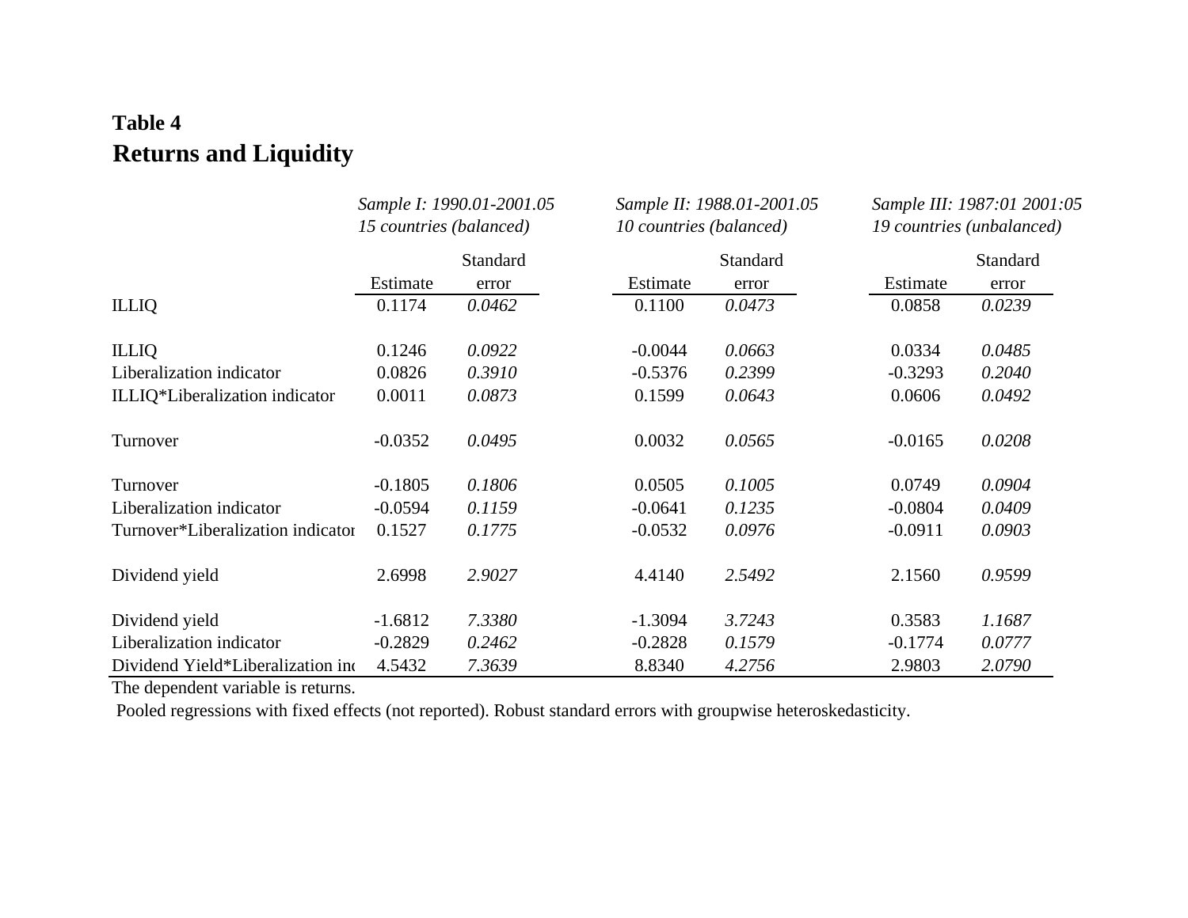**Table 4**
**Returns and Liquidity**

| | *Sample I: 1990.01-2001.05 15 countries (balanced)* | | *Sample II: 1988.01-2001.05 10 countries (balanced)* | | *Sample III: 1987:01 2001:05 19 countries (unbalanced)* | |
|---|---|---|---|---|---|---|
| | Estimate | Standard error | Estimate | Standard error | Estimate | Standard error |
| ILLIQ | 0.1174 | *0.0462* | 0.1100 | *0.0473* | 0.0858 | *0.0239* |
| | | | | | | |
| ILLIQ | 0.1246 | *0.0922* | -0.0044 | *0.0663* | 0.0334 | *0.0485* |
| Liberalization indicator | 0.0826 | *0.3910* | -0.5376 | *0.2399* | -0.3293 | *0.2040* |
| ILLIQ*Liberalization indicator | 0.0011 | *0.0873* | 0.1599 | *0.0643* | 0.0606 | *0.0492* |
| | | | | | | |
| Turnover | -0.0352 | *0.0495* | 0.0032 | *0.0565* | -0.0165 | *0.0208* |
| | | | | | | |
| Turnover | -0.1805 | *0.1806* | 0.0505 | *0.1005* | 0.0749 | *0.0904* |
| Liberalization indicator | -0.0594 | *0.1159* | -0.0641 | *0.1235* | -0.0804 | *0.0409* |
| Turnover*Liberalization indicator | 0.1527 | *0.1775* | -0.0532 | *0.0976* | -0.0911 | *0.0903* |
| | | | | | | |
| Dividend yield | 2.6998 | *2.9027* | 4.4140 | *2.5492* | 2.1560 | *0.9599* |
| | | | | | | |
| Dividend yield | -1.6812 | *7.3380* | -1.3094 | *3.7243* | 0.3583 | *1.1687* |
| Liberalization indicator | -0.2829 | *0.2462* | -0.2828 | *0.1579* | -0.1774 | *0.0777* |
| Dividend Yield*Liberalization ind | 4.5432 | *7.3639* | 8.8340 | *4.2756* | 2.9803 | *2.0790* |

The dependent variable is returns.

Pooled regressions with fixed effects (not reported). Robust standard errors with groupwise heteroskedasticity.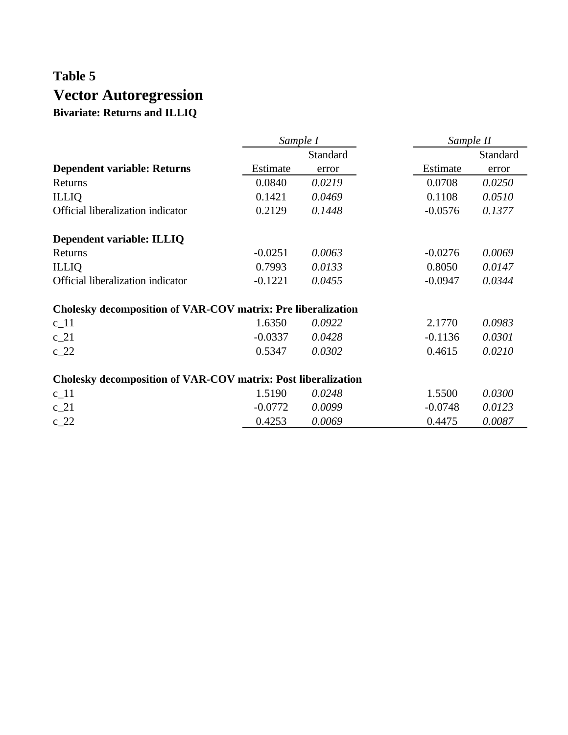**Table 5**

## Vector Autoregression

**Bivariate: Returns and ILLIQ**

| | *Sample I* | | *Sample II* | |
|---|---|---|---|---|
| **Dependent variable: Returns** | Estimate | Standard error | Estimate | Standard error |
| Returns | 0.0840 | *0.0219* | 0.0708 | *0.0250* |
| ILLIQ | 0.1421 | *0.0469* | 0.1108 | *0.0510* |
| Official liberalization indicator | 0.2129 | *0.1448* | -0.0576 | *0.1377* |
| | | | | |
| **Dependent variable: ILLIQ** | | | | |
| Returns | -0.0251 | *0.0063* | -0.0276 | *0.0069* |
| ILLIQ | 0.7993 | *0.0133* | 0.8050 | *0.0147* |
| Official liberalization indicator | -0.1221 | *0.0455* | -0.0947 | *0.0344* |
| | | | | |
| **Cholesky decomposition of VAR-COV matrix: Pre liberalization** | | | | |
| c_11 | 1.6350 | *0.0922* | 2.1770 | *0.0983* |
| c_21 | -0.0337 | *0.0428* | -0.1136 | *0.0301* |
| c_22 | 0.5347 | *0.0302* | 0.4615 | *0.0210* |
| | | | | |
| **Cholesky decomposition of VAR-COV matrix: Post liberalization** | | | | |
| c_11 | 1.5190 | *0.0248* | 1.5500 | *0.0300* |
| c_21 | -0.0772 | *0.0099* | -0.0748 | *0.0123* |
| c_22 | 0.4253 | *0.0069* | 0.4475 | *0.0087* |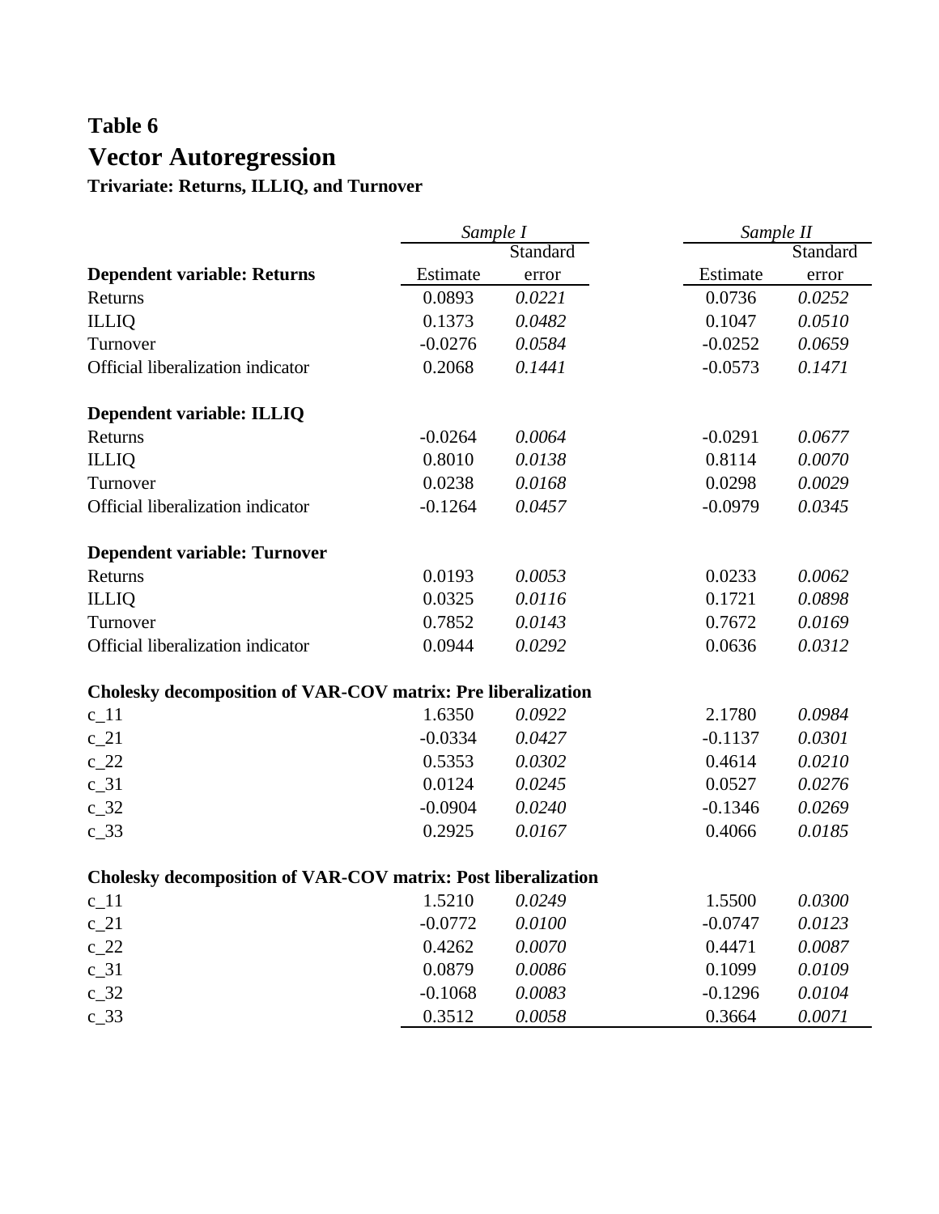# Table 6

## Vector Autoregression

### Trivariate: Returns, ILLIQ, and Turnover

| | *Sample I* | | *Sample II* | |
|---|---|---|---|---|
| | Estimate | Standard error | Estimate | Standard error |
| **Dependent variable: Returns** | | | | |
| Returns | 0.0893 | *0.0221* | 0.0736 | *0.0252* |
| ILLIQ | 0.1373 | *0.0482* | 0.1047 | *0.0510* |
| Turnover | -0.0276 | *0.0584* | -0.0252 | *0.0659* |
| Official liberalization indicator | 0.2068 | *0.1441* | -0.0573 | *0.1471* |
| **Dependent variable: ILLIQ** | | | | |
| Returns | -0.0264 | *0.0064* | -0.0291 | *0.0677* |
| ILLIQ | 0.8010 | *0.0138* | 0.8114 | *0.0070* |
| Turnover | 0.0238 | *0.0168* | 0.0298 | *0.0029* |
| Official liberalization indicator | -0.1264 | *0.0457* | -0.0979 | *0.0345* |
| **Dependent variable: Turnover** | | | | |
| Returns | 0.0193 | *0.0053* | 0.0233 | *0.0062* |
| ILLIQ | 0.0325 | *0.0116* | 0.1721 | *0.0898* |
| Turnover | 0.7852 | *0.0143* | 0.7672 | *0.0169* |
| Official liberalization indicator | 0.0944 | *0.0292* | 0.0636 | *0.0312* |
| **Cholesky decomposition of VAR-COV matrix: Pre liberalization** | | | | |
| c_11 | 1.6350 | *0.0922* | 2.1780 | *0.0984* |
| c_21 | -0.0334 | *0.0427* | -0.1137 | *0.0301* |
| c_22 | 0.5353 | *0.0302* | 0.4614 | *0.0210* |
| c_31 | 0.0124 | *0.0245* | 0.0527 | *0.0276* |
| c_32 | -0.0904 | *0.0240* | -0.1346 | *0.0269* |
| c_33 | 0.2925 | *0.0167* | 0.4066 | *0.0185* |
| **Cholesky decomposition of VAR-COV matrix: Post liberalization** | | | | |
| c_11 | 1.5210 | *0.0249* | 1.5500 | *0.0300* |
| c_21 | -0.0772 | *0.0100* | -0.0747 | *0.0123* |
| c_22 | 0.4262 | *0.0070* | 0.4471 | *0.0087* |
| c_31 | 0.0879 | *0.0086* | 0.1099 | *0.0109* |
| c_32 | -0.1068 | *0.0083* | -0.1296 | *0.0104* |
| c_33 | 0.3512 | *0.0058* | 0.3664 | *0.0071* |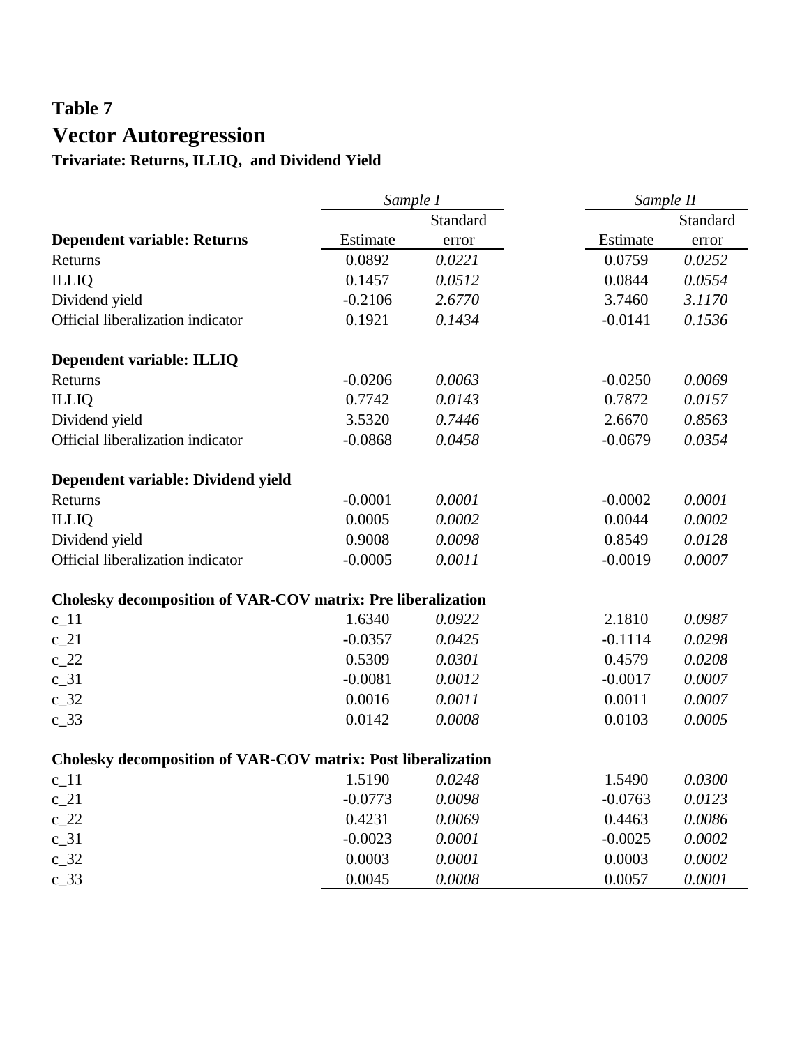# Table 7

## Vector Autoregression

### Trivariate: Returns, ILLIQ, and Dividend Yield

| | *Sample I* | | *Sample II* | |
|---|---|---|---|---|
| **Dependent variable: Returns** | Estimate | Standard error | Estimate | Standard error |
| Returns | 0.0892 | *0.0221* | 0.0759 | *0.0252* |
| ILLIQ | 0.1457 | *0.0512* | 0.0844 | *0.0554* |
| Dividend yield | -0.2106 | *2.6770* | 3.7460 | *3.1170* |
| Official liberalization indicator | 0.1921 | *0.1434* | -0.0141 | *0.1536* |
| **Dependent variable: ILLIQ** | | | | |
| Returns | -0.0206 | *0.0063* | -0.0250 | *0.0069* |
| ILLIQ | 0.7742 | *0.0143* | 0.7872 | *0.0157* |
| Dividend yield | 3.5320 | *0.7446* | 2.6670 | *0.8563* |
| Official liberalization indicator | -0.0868 | *0.0458* | -0.0679 | *0.0354* |
| **Dependent variable: Dividend yield** | | | | |
| Returns | -0.0001 | *0.0001* | -0.0002 | *0.0001* |
| ILLIQ | 0.0005 | *0.0002* | 0.0044 | *0.0002* |
| Dividend yield | 0.9008 | *0.0098* | 0.8549 | *0.0128* |
| Official liberalization indicator | -0.0005 | *0.0011* | -0.0019 | *0.0007* |
| **Cholesky decomposition of VAR-COV matrix: Pre liberalization** | | | | |
| c_11 | 1.6340 | *0.0922* | 2.1810 | *0.0987* |
| c_21 | -0.0357 | *0.0425* | -0.1114 | *0.0298* |
| c_22 | 0.5309 | *0.0301* | 0.4579 | *0.0208* |
| c_31 | -0.0081 | *0.0012* | -0.0017 | *0.0007* |
| c_32 | 0.0016 | *0.0011* | 0.0011 | *0.0007* |
| c_33 | 0.0142 | *0.0008* | 0.0103 | *0.0005* |
| **Cholesky decomposition of VAR-COV matrix: Post liberalization** | | | | |
| c_11 | 1.5190 | *0.0248* | 1.5490 | *0.0300* |
| c_21 | -0.0773 | *0.0098* | -0.0763 | *0.0123* |
| c_22 | 0.4231 | *0.0069* | 0.4463 | *0.0086* |
| c_31 | -0.0023 | *0.0001* | -0.0025 | *0.0002* |
| c_32 | 0.0003 | *0.0001* | 0.0003 | *0.0002* |
| c_33 | 0.0045 | *0.0008* | 0.0057 | *0.0001* |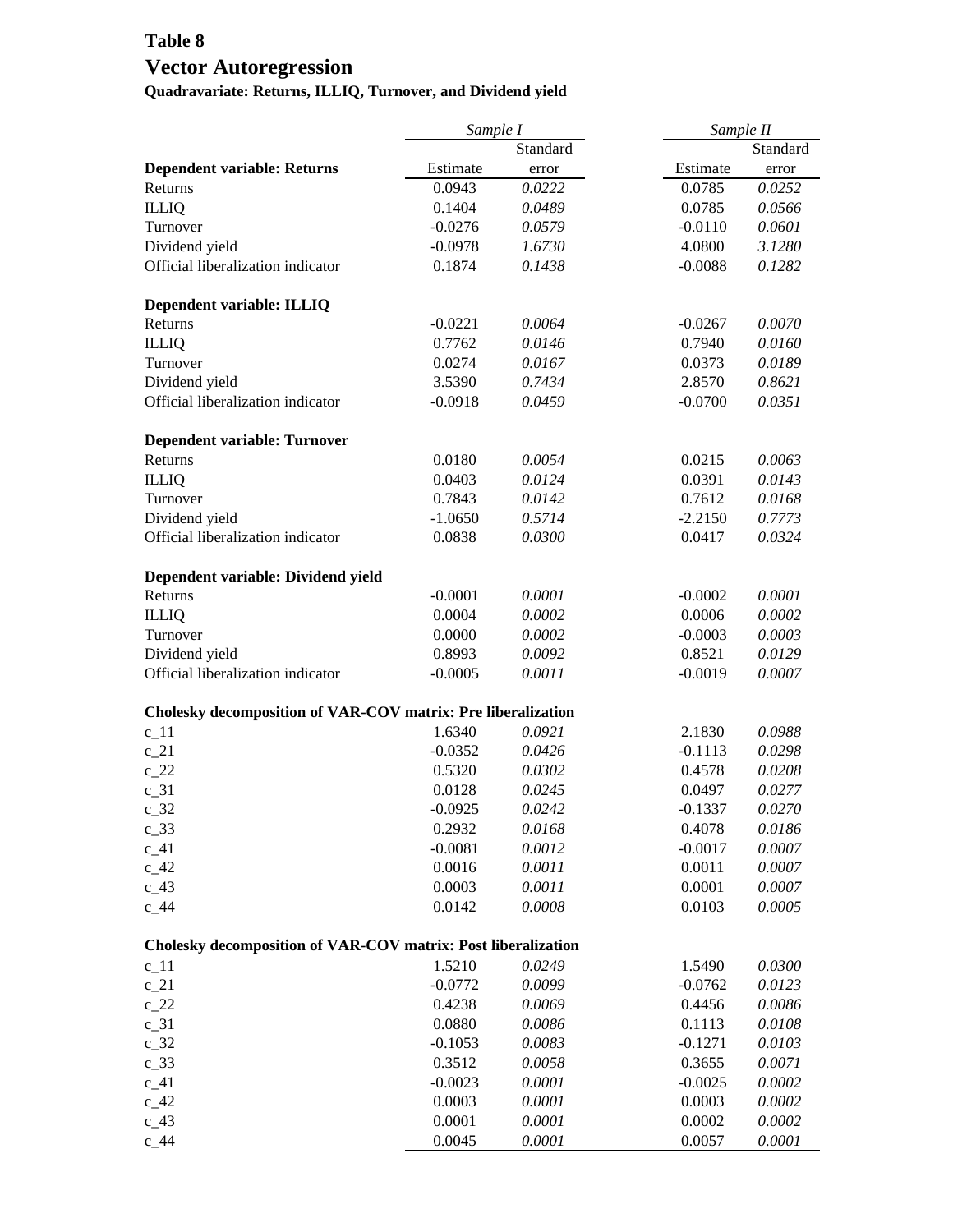# Table 8

## Vector Autoregression

**Quadravariate: Returns, ILLIQ, Turnover, and Dividend yield**

| | *Sample I* | | *Sample II* | |
|---|---|---|---|---|
| | Estimate | Standard error | Estimate | Standard error |
| **Dependent variable: Returns** | | | | |
| Returns | 0.0943 | *0.0222* | 0.0785 | *0.0252* |
| ILLIQ | 0.1404 | *0.0489* | 0.0785 | *0.0566* |
| Turnover | -0.0276 | *0.0579* | -0.0110 | *0.0601* |
| Dividend yield | -0.0978 | *1.6730* | 4.0800 | *3.1280* |
| Official liberalization indicator | 0.1874 | *0.1438* | -0.0088 | *0.1282* |
| **Dependent variable: ILLIQ** | | | | |
| Returns | -0.0221 | *0.0064* | -0.0267 | *0.0070* |
| ILLIQ | 0.7762 | *0.0146* | 0.7940 | *0.0160* |
| Turnover | 0.0274 | *0.0167* | 0.0373 | *0.0189* |
| Dividend yield | 3.5390 | *0.7434* | 2.8570 | *0.8621* |
| Official liberalization indicator | -0.0918 | *0.0459* | -0.0700 | *0.0351* |
| **Dependent variable: Turnover** | | | | |
| Returns | 0.0180 | *0.0054* | 0.0215 | *0.0063* |
| ILLIQ | 0.0403 | *0.0124* | 0.0391 | *0.0143* |
| Turnover | 0.7843 | *0.0142* | 0.7612 | *0.0168* |
| Dividend yield | -1.0650 | *0.5714* | -2.2150 | *0.7773* |
| Official liberalization indicator | 0.0838 | *0.0300* | 0.0417 | *0.0324* |
| **Dependent variable: Dividend yield** | | | | |
| Returns | -0.0001 | *0.0001* | -0.0002 | *0.0001* |
| ILLIQ | 0.0004 | *0.0002* | 0.0006 | *0.0002* |
| Turnover | 0.0000 | *0.0002* | -0.0003 | *0.0003* |
| Dividend yield | 0.8993 | *0.0092* | 0.8521 | *0.0129* |
| Official liberalization indicator | -0.0005 | *0.0011* | -0.0019 | *0.0007* |
| **Cholesky decomposition of VAR-COV matrix: Pre liberalization** | | | | |
| c_11 | 1.6340 | *0.0921* | 2.1830 | *0.0988* |
| c_21 | -0.0352 | *0.0426* | -0.1113 | *0.0298* |
| c_22 | 0.5320 | *0.0302* | 0.4578 | *0.0208* |
| c_31 | 0.0128 | *0.0245* | 0.0497 | *0.0277* |
| c_32 | -0.0925 | *0.0242* | -0.1337 | *0.0270* |
| c_33 | 0.2932 | *0.0168* | 0.4078 | *0.0186* |
| c_41 | -0.0081 | *0.0012* | -0.0017 | *0.0007* |
| c_42 | 0.0016 | *0.0011* | 0.0011 | *0.0007* |
| c_43 | 0.0003 | *0.0011* | 0.0001 | *0.0007* |
| c_44 | 0.0142 | *0.0008* | 0.0103 | *0.0005* |
| **Cholesky decomposition of VAR-COV matrix: Post liberalization** | | | | |
| c_11 | 1.5210 | *0.0249* | 1.5490 | *0.0300* |
| c_21 | -0.0772 | *0.0099* | -0.0762 | *0.0123* |
| c_22 | 0.4238 | *0.0069* | 0.4456 | *0.0086* |
| c_31 | 0.0880 | *0.0086* | 0.1113 | *0.0108* |
| c_32 | -0.1053 | *0.0083* | -0.1271 | *0.0103* |
| c_33 | 0.3512 | *0.0058* | 0.3655 | *0.0071* |
| c_41 | -0.0023 | *0.0001* | -0.0025 | *0.0002* |
| c_42 | 0.0003 | *0.0001* | 0.0003 | *0.0002* |
| c_43 | 0.0001 | *0.0001* | 0.0002 | *0.0002* |
| c_44 | 0.0045 | *0.0001* | 0.0057 | *0.0001* |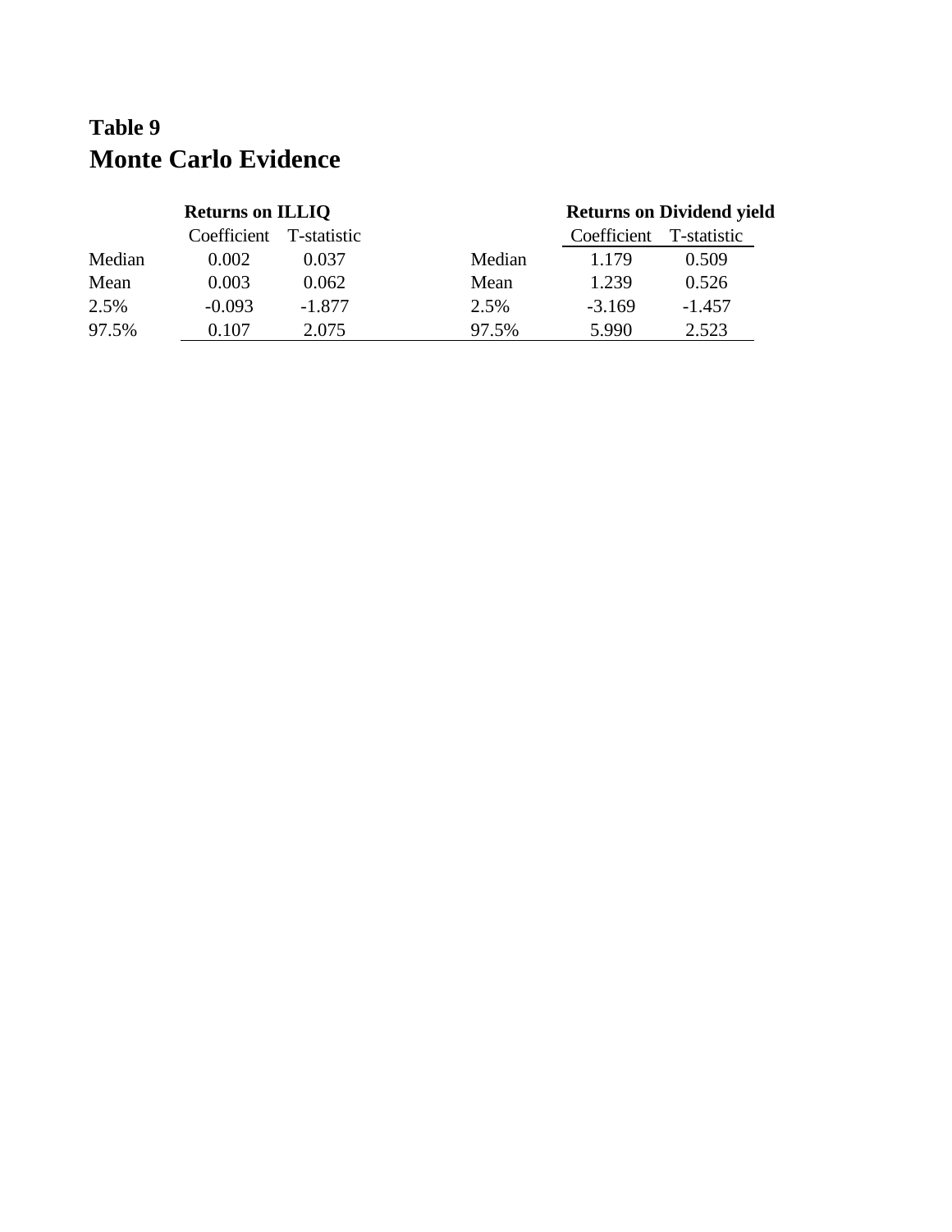# Table 9

## Monte Carlo Evidence

| | Returns on ILLIQ | | | Returns on Dividend yield | |
|---|---|---|---|---|---|
| | Coefficient | T-statistic | | Coefficient | T-statistic |
| Median | 0.002 | 0.037 | Median | 1.179 | 0.509 |
| Mean | 0.003 | 0.062 | Mean | 1.239 | 0.526 |
| 2.5% | -0.093 | -1.877 | 2.5% | -3.169 | -1.457 |
| 97.5% | 0.107 | 2.075 | 97.5% | 5.990 | 2.523 |